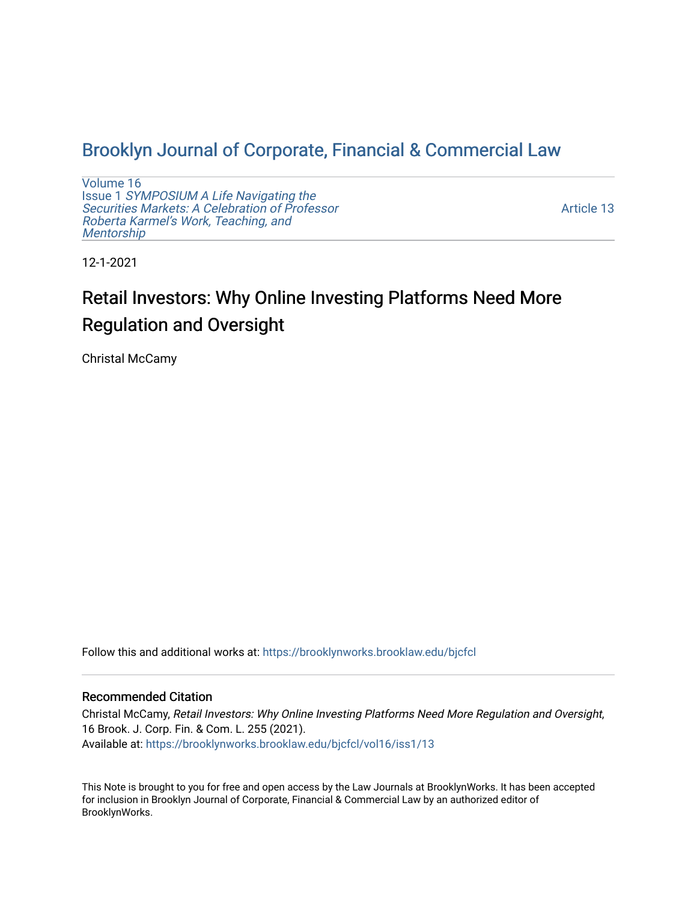# Brooklyn Journal of Corporate, Financial & Commercial Law

Volume 16
Issue 1 *SYMPOSIUM A Life Navigating the Securities Markets: A Celebration of Professor Roberta Karmel's Work, Teaching, and Mentorship*

Article 13

12-1-2021

## Retail Investors: Why Online Investing Platforms Need More Regulation and Oversight

Christal McCamy

Follow this and additional works at: https://brooklynworks.brooklaw.edu/bjcfcl

### Recommended Citation

Christal McCamy, *Retail Investors: Why Online Investing Platforms Need More Regulation and Oversight*, 16 Brook. J. Corp. Fin. & Com. L. 255 (2021).
Available at: https://brooklynworks.brooklaw.edu/bjcfcl/vol16/iss1/13

This Note is brought to you for free and open access by the Law Journals at BrooklynWorks. It has been accepted for inclusion in Brooklyn Journal of Corporate, Financial & Commercial Law by an authorized editor of BrooklynWorks.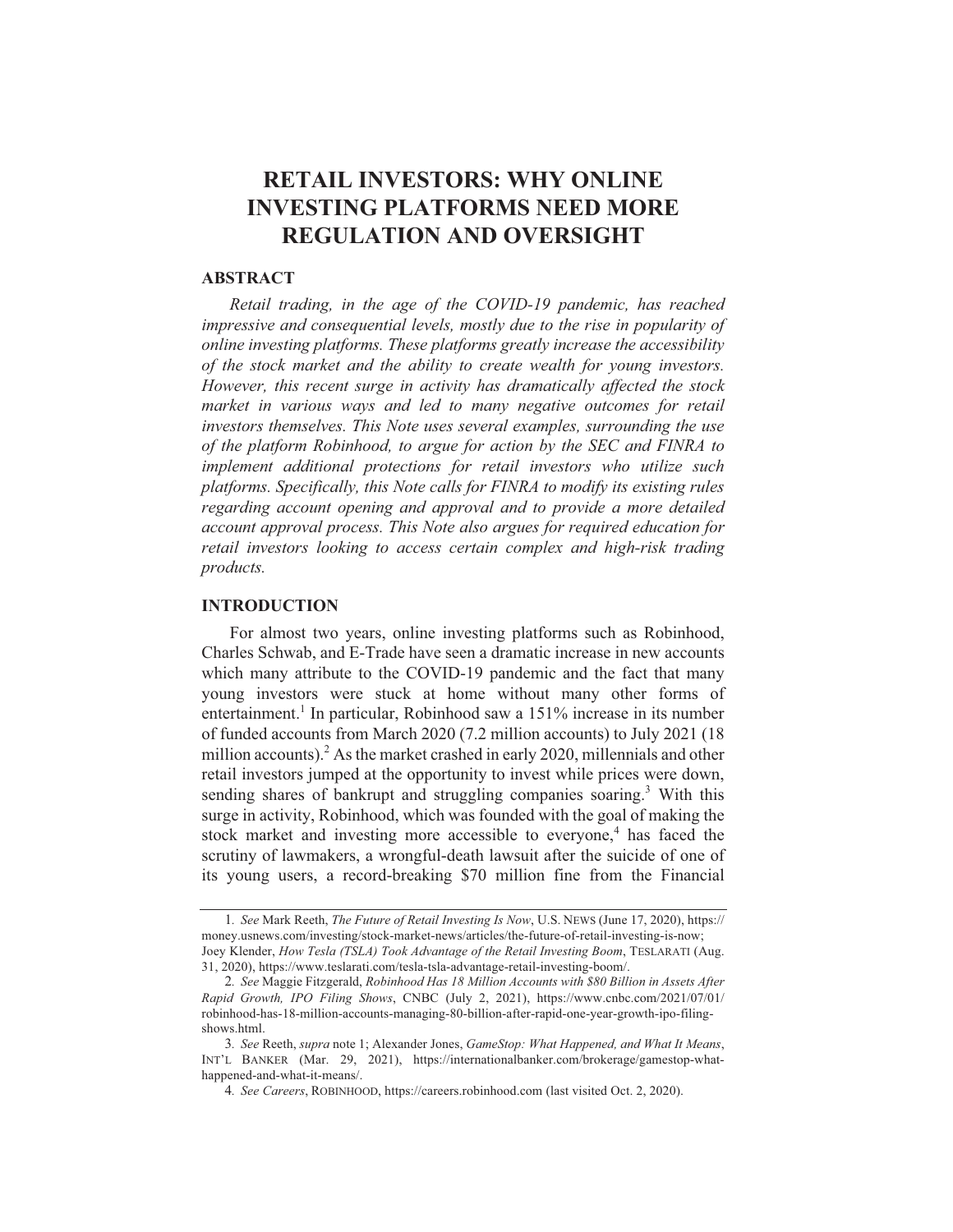# RETAIL INVESTORS: WHY ONLINE INVESTING PLATFORMS NEED MORE REGULATION AND OVERSIGHT

## ABSTRACT

*Retail trading, in the age of the COVID-19 pandemic, has reached impressive and consequential levels, mostly due to the rise in popularity of online investing platforms. These platforms greatly increase the accessibility of the stock market and the ability to create wealth for young investors. However, this recent surge in activity has dramatically affected the stock market in various ways and led to many negative outcomes for retail investors themselves. This Note uses several examples, surrounding the use of the platform Robinhood, to argue for action by the SEC and FINRA to implement additional protections for retail investors who utilize such platforms. Specifically, this Note calls for FINRA to modify its existing rules regarding account opening and approval and to provide a more detailed account approval process. This Note also argues for required education for retail investors looking to access certain complex and high-risk trading products.*

## INTRODUCTION

For almost two years, online investing platforms such as Robinhood, Charles Schwab, and E-Trade have seen a dramatic increase in new accounts which many attribute to the COVID-19 pandemic and the fact that many young investors were stuck at home without many other forms of entertainment.[1] In particular, Robinhood saw a 151% increase in its number of funded accounts from March 2020 (7.2 million accounts) to July 2021 (18 million accounts).[2] As the market crashed in early 2020, millennials and other retail investors jumped at the opportunity to invest while prices were down, sending shares of bankrupt and struggling companies soaring.[3] With this surge in activity, Robinhood, which was founded with the goal of making the stock market and investing more accessible to everyone,[4] has faced the scrutiny of lawmakers, a wrongful-death lawsuit after the suicide of one of its young users, a record-breaking $70 million fine from the Financial

---

1. *See* Mark Reeth, *The Future of Retail Investing Is Now*, U.S. NEWS (June 17, 2020), https://money.usnews.com/investing/stock-market-news/articles/the-future-of-retail-investing-is-now; Joey Klender, *How Tesla (TSLA) Took Advantage of the Retail Investing Boom*, TESLARATI (Aug. 31, 2020), https://www.teslarati.com/tesla-tsla-advantage-retail-investing-boom/.

2. *See* Maggie Fitzgerald, *Robinhood Has 18 Million Accounts with $80 Billion in Assets After Rapid Growth, IPO Filing Shows*, CNBC (July 2, 2021), https://www.cnbc.com/2021/07/01/robinhood-has-18-million-accounts-managing-80-billion-after-rapid-one-year-growth-ipo-filing-shows.html.

3. *See* Reeth, *supra* note 1; Alexander Jones, *GameStop: What Happened, and What It Means*, INT'L BANKER (Mar. 29, 2021), https://internationalbanker.com/brokerage/gamestop-what-happened-and-what-it-means/.

4. *See Careers*, ROBINHOOD, https://careers.robinhood.com (last visited Oct. 2, 2020).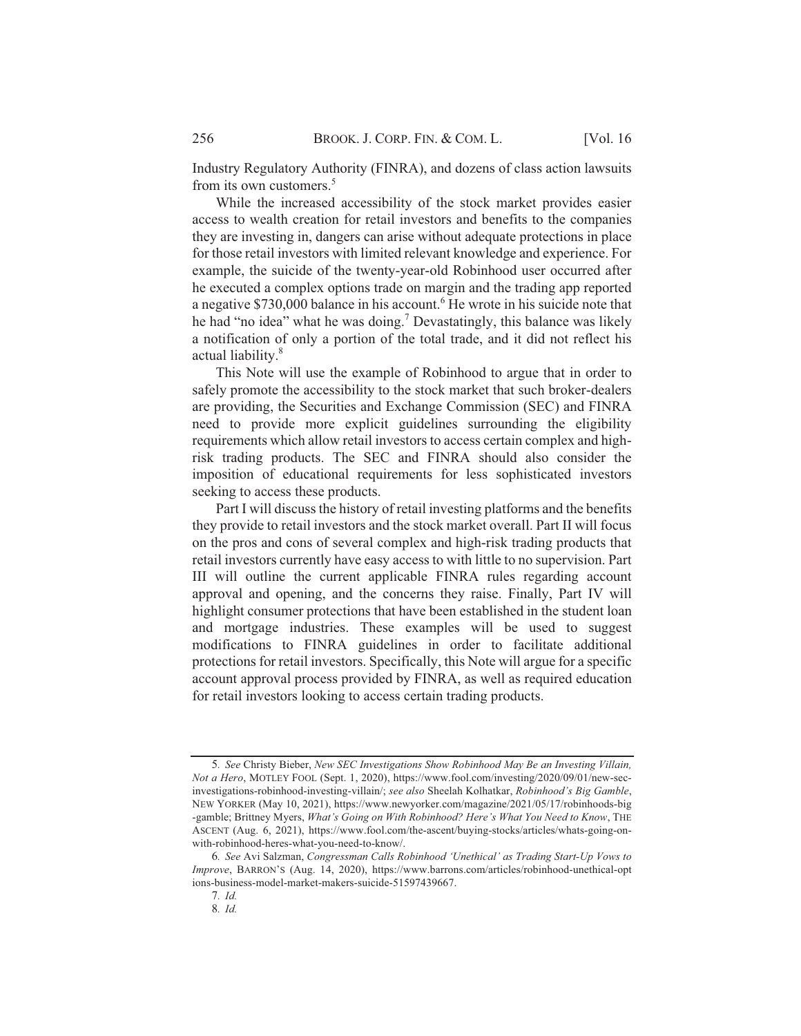Industry Regulatory Authority (FINRA), and dozens of class action lawsuits from its own customers.[5]

While the increased accessibility of the stock market provides easier access to wealth creation for retail investors and benefits to the companies they are investing in, dangers can arise without adequate protections in place for those retail investors with limited relevant knowledge and experience. For example, the suicide of the twenty-year-old Robinhood user occurred after he executed a complex options trade on margin and the trading app reported a negative $730,000 balance in his account.[6] He wrote in his suicide note that he had "no idea" what he was doing.[7] Devastatingly, this balance was likely a notification of only a portion of the total trade, and it did not reflect his actual liability.[8]

This Note will use the example of Robinhood to argue that in order to safely promote the accessibility to the stock market that such broker-dealers are providing, the Securities and Exchange Commission (SEC) and FINRA need to provide more explicit guidelines surrounding the eligibility requirements which allow retail investors to access certain complex and high-risk trading products. The SEC and FINRA should also consider the imposition of educational requirements for less sophisticated investors seeking to access these products.

Part I will discuss the history of retail investing platforms and the benefits they provide to retail investors and the stock market overall. Part II will focus on the pros and cons of several complex and high-risk trading products that retail investors currently have easy access to with little to no supervision. Part III will outline the current applicable FINRA rules regarding account approval and opening, and the concerns they raise. Finally, Part IV will highlight consumer protections that have been established in the student loan and mortgage industries. These examples will be used to suggest modifications to FINRA guidelines in order to facilitate additional protections for retail investors. Specifically, this Note will argue for a specific account approval process provided by FINRA, as well as required education for retail investors looking to access certain trading products.

---

5. *See* Christy Bieber, *New SEC Investigations Show Robinhood May Be an Investing Villain, Not a Hero*, MOTLEY FOOL (Sept. 1, 2020), https://www.fool.com/investing/2020/09/01/new-sec-investigations-robinhood-investing-villain/; *see also* Sheelah Kolhatkar, *Robinhood's Big Gamble*, NEW YORKER (May 10, 2021), https://www.newyorker.com/magazine/2021/05/17/robinhoods-big-gamble; Brittney Myers, *What's Going on With Robinhood? Here's What You Need to Know*, THE ASCENT (Aug. 6, 2021), https://www.fool.com/the-ascent/buying-stocks/articles/whats-going-on-with-robinhood-heres-what-you-need-to-know/.

6. *See* Avi Salzman, *Congressman Calls Robinhood 'Unethical' as Trading Start-Up Vows to Improve*, BARRON'S (Aug. 14, 2020), https://www.barrons.com/articles/robinhood-unethical-options-business-model-market-makers-suicide-51597439667.

7. *Id.*

8. *Id.*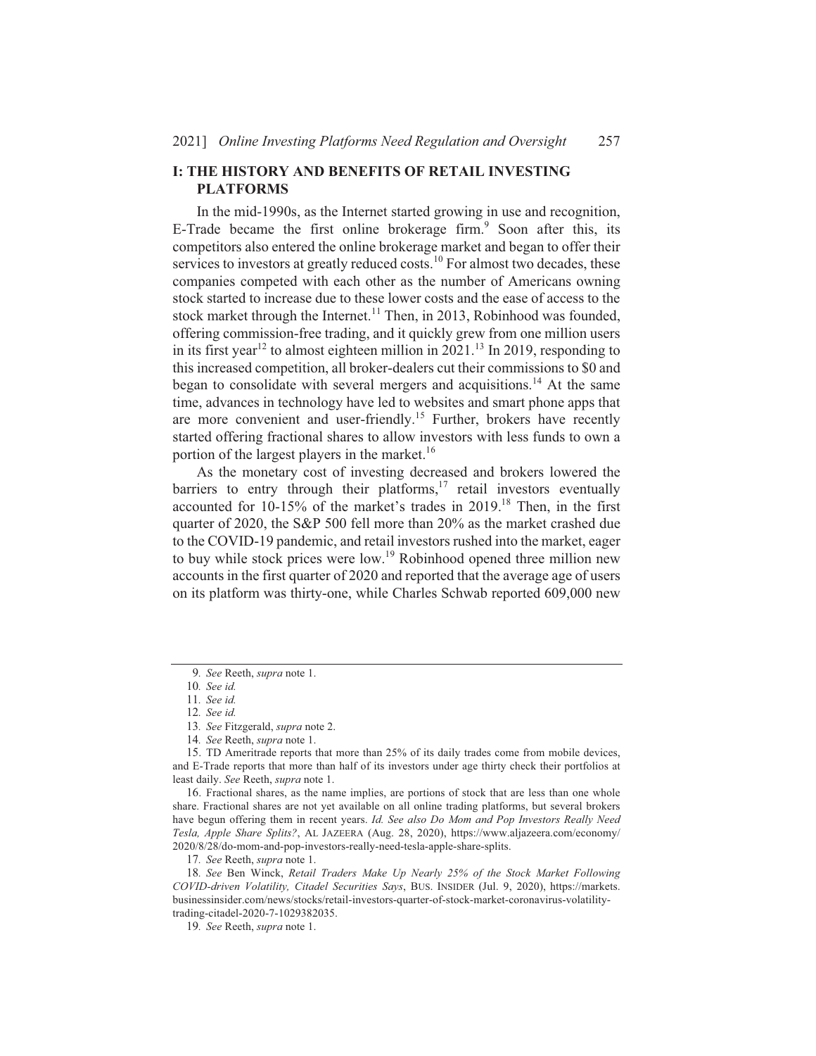## I: THE HISTORY AND BENEFITS OF RETAIL INVESTING PLATFORMS

In the mid-1990s, as the Internet started growing in use and recognition, E-Trade became the first online brokerage firm.[9] Soon after this, its competitors also entered the online brokerage market and began to offer their services to investors at greatly reduced costs.[10] For almost two decades, these companies competed with each other as the number of Americans owning stock started to increase due to these lower costs and the ease of access to the stock market through the Internet.[11] Then, in 2013, Robinhood was founded, offering commission-free trading, and it quickly grew from one million users in its first year[12] to almost eighteen million in 2021.[13] In 2019, responding to this increased competition, all broker-dealers cut their commissions to $0 and began to consolidate with several mergers and acquisitions.[14] At the same time, advances in technology have led to websites and smart phone apps that are more convenient and user-friendly.[15] Further, brokers have recently started offering fractional shares to allow investors with less funds to own a portion of the largest players in the market.[16]

As the monetary cost of investing decreased and brokers lowered the barriers to entry through their platforms,[17] retail investors eventually accounted for 10-15% of the market's trades in 2019.[18] Then, in the first quarter of 2020, the S&P 500 fell more than 20% as the market crashed due to the COVID-19 pandemic, and retail investors rushed into the market, eager to buy while stock prices were low.[19] Robinhood opened three million new accounts in the first quarter of 2020 and reported that the average age of users on its platform was thirty-one, while Charles Schwab reported 609,000 new

---

9. *See* Reeth, *supra* note 1.

10. *See id.*

11. *See id.*

12. *See id.*

13. *See* Fitzgerald, *supra* note 2.

14. *See* Reeth, *supra* note 1.

15. TD Ameritrade reports that more than 25% of its daily trades come from mobile devices, and E-Trade reports that more than half of its investors under age thirty check their portfolios at least daily. *See* Reeth, *supra* note 1.

16. Fractional shares, as the name implies, are portions of stock that are less than one whole share. Fractional shares are not yet available on all online trading platforms, but several brokers have begun offering them in recent years. *Id. See also Do Mom and Pop Investors Really Need Tesla, Apple Share Splits?*, AL JAZEERA (Aug. 28, 2020), https://www.aljazeera.com/economy/2020/8/28/do-mom-and-pop-investors-really-need-tesla-apple-share-splits.

17. *See* Reeth, *supra* note 1.

18. *See* Ben Winck, *Retail Traders Make Up Nearly 25% of the Stock Market Following COVID-driven Volatility, Citadel Securities Says*, BUS. INSIDER (Jul. 9, 2020), https://markets.businessinsider.com/news/stocks/retail-investors-quarter-of-stock-market-coronavirus-volatility-trading-citadel-2020-7-1029382035.

19. *See* Reeth, *supra* note 1.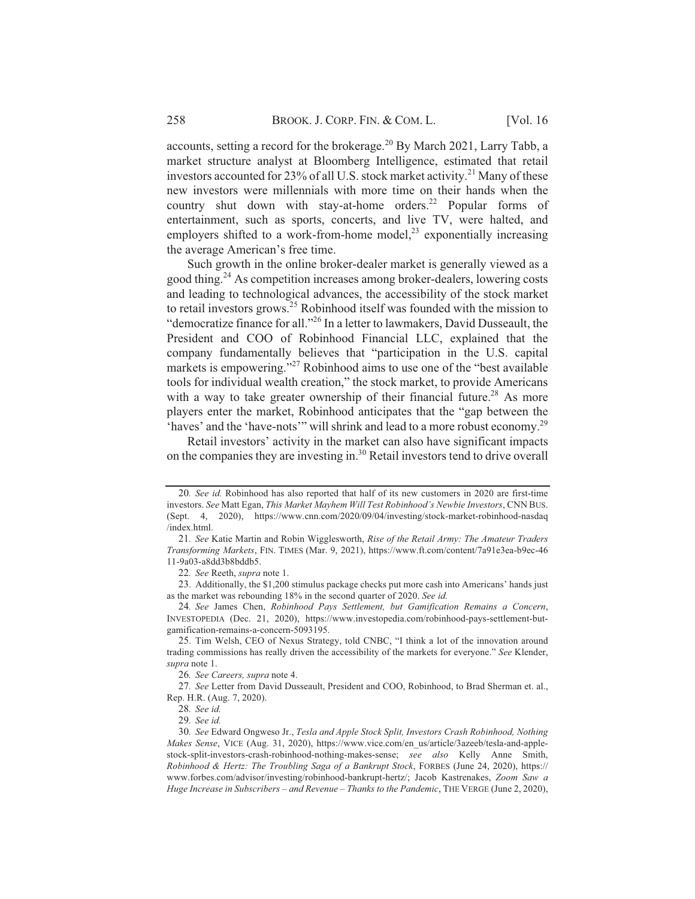accounts, setting a record for the brokerage.[20] By March 2021, Larry Tabb, a market structure analyst at Bloomberg Intelligence, estimated that retail investors accounted for 23% of all U.S. stock market activity.[21] Many of these new investors were millennials with more time on their hands when the country shut down with stay-at-home orders.[22] Popular forms of entertainment, such as sports, concerts, and live TV, were halted, and employers shifted to a work-from-home model,[23] exponentially increasing the average American's free time.

Such growth in the online broker-dealer market is generally viewed as a good thing.[24] As competition increases among broker-dealers, lowering costs and leading to technological advances, the accessibility of the stock market to retail investors grows.[25] Robinhood itself was founded with the mission to "democratize finance for all."[26] In a letter to lawmakers, David Dusseault, the President and COO of Robinhood Financial LLC, explained that the company fundamentally believes that "participation in the U.S. capital markets is empowering."[27] Robinhood aims to use one of the "best available tools for individual wealth creation," the stock market, to provide Americans with a way to take greater ownership of their financial future.[28] As more players enter the market, Robinhood anticipates that the "gap between the 'haves' and the 'have-nots'" will shrink and lead to a more robust economy.[29]

Retail investors' activity in the market can also have significant impacts on the companies they are investing in.[30] Retail investors tend to drive overall

---

20. *See id.* Robinhood has also reported that half of its new customers in 2020 are first-time investors. *See* Matt Egan, *This Market Mayhem Will Test Robinhood's Newbie Investors*, CNN BUS. (Sept. 4, 2020), https://www.cnn.com/2020/09/04/investing/stock-market-robinhood-nasdaq/index.html.

21. *See* Katie Martin and Robin Wigglesworth, *Rise of the Retail Army: The Amateur Traders Transforming Markets*, FIN. TIMES (Mar. 9, 2021), https://www.ft.com/content/7a91e3ea-b9ec-4611-9a03-a8dd3b8bddb5.

22. *See* Reeth, *supra* note 1.

23. Additionally, the $1,200 stimulus package checks put more cash into Americans' hands just as the market was rebounding 18% in the second quarter of 2020. *See id.*

24. *See* James Chen, *Robinhood Pays Settlement, but Gamification Remains a Concern*, INVESTOPEDIA (Dec. 21, 2020), https://www.investopedia.com/robinhood-pays-settlement-but-gamification-remains-a-concern-5093195.

25. Tim Welsh, CEO of Nexus Strategy, told CNBC, "I think a lot of the innovation around trading commissions has really driven the accessibility of the markets for everyone." *See* Klender, *supra* note 1.

26. *See Careers, supra* note 4.

27. *See* Letter from David Dusseault, President and COO, Robinhood, to Brad Sherman et. al., Rep. H.R. (Aug. 7, 2020).

28. *See id.*

29. *See id.*

30. *See* Edward Ongweso Jr., *Tesla and Apple Stock Split, Investors Crash Robinhood, Nothing Makes Sense*, VICE (Aug. 31, 2020), https://www.vice.com/en_us/article/3azeeb/tesla-and-apple-stock-split-investors-crash-robinhood-nothing-makes-sense; *see also* Kelly Anne Smith, *Robinhood & Hertz: The Troubling Saga of a Bankrupt Stock*, FORBES (June 24, 2020), https://www.forbes.com/advisor/investing/robinhood-bankrupt-hertz/; Jacob Kastrenakes, *Zoom Saw a Huge Increase in Subscribers – and Revenue – Thanks to the Pandemic*, THE VERGE (June 2, 2020),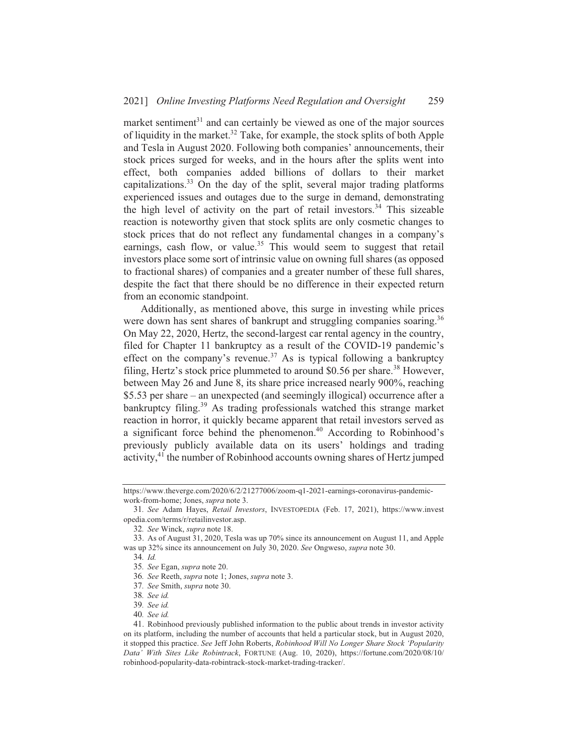market sentiment[31] and can certainly be viewed as one of the major sources of liquidity in the market.[32] Take, for example, the stock splits of both Apple and Tesla in August 2020. Following both companies' announcements, their stock prices surged for weeks, and in the hours after the splits went into effect, both companies added billions of dollars to their market capitalizations.[33] On the day of the split, several major trading platforms experienced issues and outages due to the surge in demand, demonstrating the high level of activity on the part of retail investors.[34] This sizeable reaction is noteworthy given that stock splits are only cosmetic changes to stock prices that do not reflect any fundamental changes in a company's earnings, cash flow, or value.[35] This would seem to suggest that retail investors place some sort of intrinsic value on owning full shares (as opposed to fractional shares) of companies and a greater number of these full shares, despite the fact that there should be no difference in their expected return from an economic standpoint.

Additionally, as mentioned above, this surge in investing while prices were down has sent shares of bankrupt and struggling companies soaring.[36] On May 22, 2020, Hertz, the second-largest car rental agency in the country, filed for Chapter 11 bankruptcy as a result of the COVID-19 pandemic's effect on the company's revenue.[37] As is typical following a bankruptcy filing, Hertz's stock price plummeted to around \$0.56 per share.[38] However, between May 26 and June 8, its share price increased nearly 900%, reaching \$5.53 per share – an unexpected (and seemingly illogical) occurrence after a bankruptcy filing.[39] As trading professionals watched this strange market reaction in horror, it quickly became apparent that retail investors served as a significant force behind the phenomenon.[40] According to Robinhood's previously publicly available data on its users' holdings and trading activity,[41] the number of Robinhood accounts owning shares of Hertz jumped

---

https://www.theverge.com/2020/6/2/21277006/zoom-q1-2021-earnings-coronavirus-pandemic-work-from-home; Jones, *supra* note 3.

31. *See* Adam Hayes, *Retail Investors*, INVESTOPEDIA (Feb. 17, 2021), https://www.investopedia.com/terms/r/retailinvestor.asp.

32. *See* Winck, *supra* note 18.

33. As of August 31, 2020, Tesla was up 70% since its announcement on August 11, and Apple was up 32% since its announcement on July 30, 2020. *See* Ongweso, *supra* note 30.

34. *Id.*

35. *See* Egan, *supra* note 20.

36. *See* Reeth, *supra* note 1; Jones, *supra* note 3.

37. *See* Smith, *supra* note 30.

38. *See id.*

39. *See id.*

40. *See id.*

41. Robinhood previously published information to the public about trends in investor activity on its platform, including the number of accounts that held a particular stock, but in August 2020, it stopped this practice. *See* Jeff John Roberts, *Robinhood Will No Longer Share Stock 'Popularity Data' With Sites Like Robintrack*, FORTUNE (Aug. 10, 2020), https://fortune.com/2020/08/10/robinhood-popularity-data-robintrack-stock-market-trading-tracker/.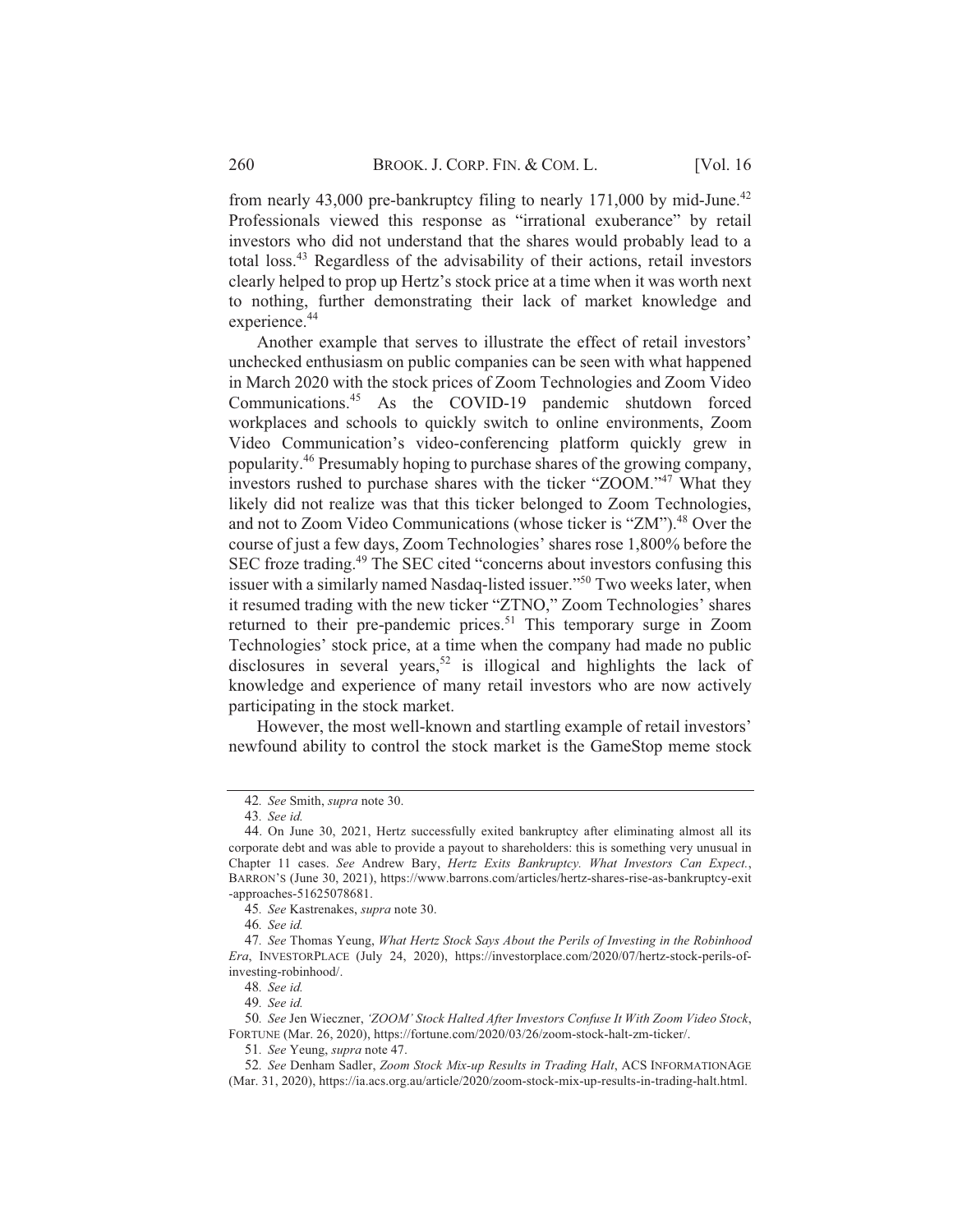from nearly 43,000 pre-bankruptcy filing to nearly 171,000 by mid-June.[42] Professionals viewed this response as "irrational exuberance" by retail investors who did not understand that the shares would probably lead to a total loss.[43] Regardless of the advisability of their actions, retail investors clearly helped to prop up Hertz's stock price at a time when it was worth next to nothing, further demonstrating their lack of market knowledge and experience.[44]

Another example that serves to illustrate the effect of retail investors' unchecked enthusiasm on public companies can be seen with what happened in March 2020 with the stock prices of Zoom Technologies and Zoom Video Communications.[45] As the COVID-19 pandemic shutdown forced workplaces and schools to quickly switch to online environments, Zoom Video Communication's video-conferencing platform quickly grew in popularity.[46] Presumably hoping to purchase shares of the growing company, investors rushed to purchase shares with the ticker "ZOOM."[47] What they likely did not realize was that this ticker belonged to Zoom Technologies, and not to Zoom Video Communications (whose ticker is "ZM").[48] Over the course of just a few days, Zoom Technologies' shares rose 1,800% before the SEC froze trading.[49] The SEC cited "concerns about investors confusing this issuer with a similarly named Nasdaq-listed issuer."[50] Two weeks later, when it resumed trading with the new ticker "ZTNO," Zoom Technologies' shares returned to their pre-pandemic prices.[51] This temporary surge in Zoom Technologies' stock price, at a time when the company had made no public disclosures in several years,[52] is illogical and highlights the lack of knowledge and experience of many retail investors who are now actively participating in the stock market.

However, the most well-known and startling example of retail investors' newfound ability to control the stock market is the GameStop meme stock

---

42. *See* Smith, *supra* note 30.

43. *See id.*

44. On June 30, 2021, Hertz successfully exited bankruptcy after eliminating almost all its corporate debt and was able to provide a payout to shareholders: this is something very unusual in Chapter 11 cases. *See* Andrew Bary, *Hertz Exits Bankruptcy. What Investors Can Expect.*, BARRON'S (June 30, 2021), https://www.barrons.com/articles/hertz-shares-rise-as-bankruptcy-exit-approaches-51625078681.

45. *See* Kastrenakes, *supra* note 30.

46. *See id.*

47. *See* Thomas Yeung, *What Hertz Stock Says About the Perils of Investing in the Robinhood Era*, INVESTORPLACE (July 24, 2020), https://investorplace.com/2020/07/hertz-stock-perils-of-investing-robinhood/.

48. *See id.*

49. *See id.*

50. *See* Jen Wieczner, *'ZOOM' Stock Halted After Investors Confuse It With Zoom Video Stock*, FORTUNE (Mar. 26, 2020), https://fortune.com/2020/03/26/zoom-stock-halt-zm-ticker/.

51. *See* Yeung, *supra* note 47.

52. *See* Denham Sadler, *Zoom Stock Mix-up Results in Trading Halt*, ACS INFORMATIONAGE (Mar. 31, 2020), https://ia.acs.org.au/article/2020/zoom-stock-mix-up-results-in-trading-halt.html.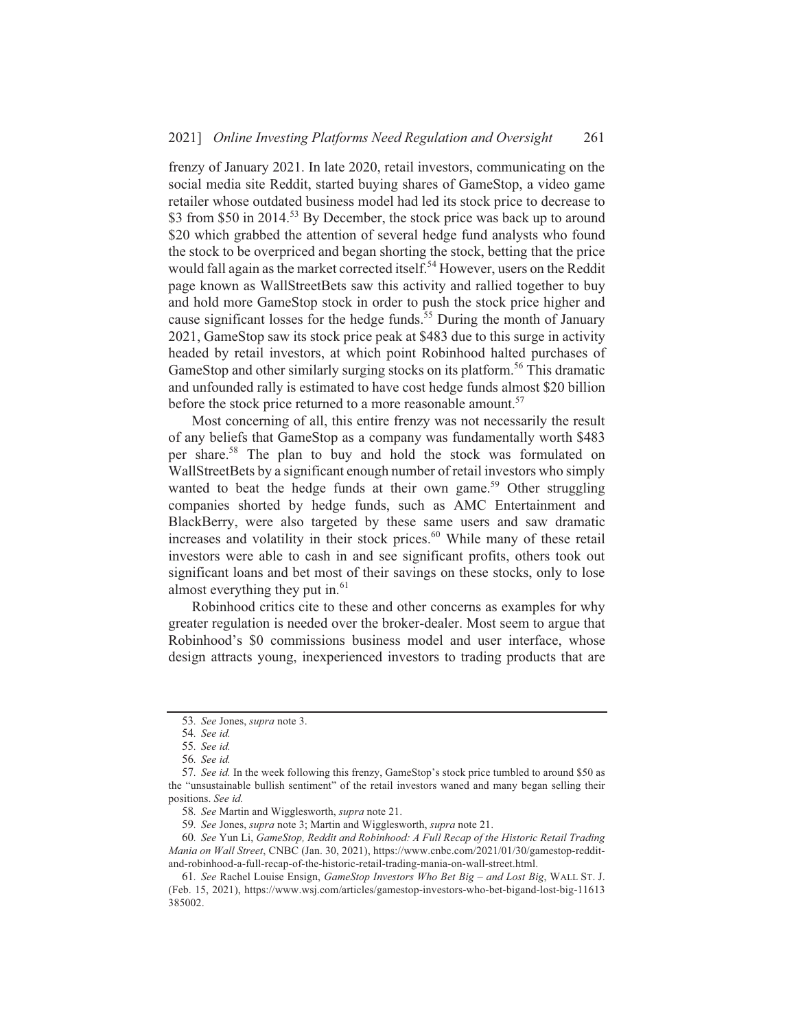frenzy of January 2021. In late 2020, retail investors, communicating on the social media site Reddit, started buying shares of GameStop, a video game retailer whose outdated business model had led its stock price to decrease to $3 from $50 in 2014.[53] By December, the stock price was back up to around $20 which grabbed the attention of several hedge fund analysts who found the stock to be overpriced and began shorting the stock, betting that the price would fall again as the market corrected itself.[54] However, users on the Reddit page known as WallStreetBets saw this activity and rallied together to buy and hold more GameStop stock in order to push the stock price higher and cause significant losses for the hedge funds.[55] During the month of January 2021, GameStop saw its stock price peak at $483 due to this surge in activity headed by retail investors, at which point Robinhood halted purchases of GameStop and other similarly surging stocks on its platform.[56] This dramatic and unfounded rally is estimated to have cost hedge funds almost $20 billion before the stock price returned to a more reasonable amount.[57]

Most concerning of all, this entire frenzy was not necessarily the result of any beliefs that GameStop as a company was fundamentally worth $483 per share.[58] The plan to buy and hold the stock was formulated on WallStreetBets by a significant enough number of retail investors who simply wanted to beat the hedge funds at their own game.[59] Other struggling companies shorted by hedge funds, such as AMC Entertainment and BlackBerry, were also targeted by these same users and saw dramatic increases and volatility in their stock prices.[60] While many of these retail investors were able to cash in and see significant profits, others took out significant loans and bet most of their savings on these stocks, only to lose almost everything they put in.[61]

Robinhood critics cite to these and other concerns as examples for why greater regulation is needed over the broker-dealer. Most seem to argue that Robinhood's $0 commissions business model and user interface, whose design attracts young, inexperienced investors to trading products that are

---

53. *See* Jones, *supra* note 3.

54. *See id.*

55. *See id.*

56. *See id.*

57. *See id.* In the week following this frenzy, GameStop's stock price tumbled to around $50 as the "unsustainable bullish sentiment" of the retail investors waned and many began selling their positions. *See id.*

58. *See* Martin and Wigglesworth, *supra* note 21.

59. *See* Jones, *supra* note 3; Martin and Wigglesworth, *supra* note 21.

60. *See* Yun Li, *GameStop, Reddit and Robinhood: A Full Recap of the Historic Retail Trading Mania on Wall Street*, CNBC (Jan. 30, 2021), https://www.cnbc.com/2021/01/30/gamestop-reddit-and-robinhood-a-full-recap-of-the-historic-retail-trading-mania-on-wall-street.html.

61. *See* Rachel Louise Ensign, *GameStop Investors Who Bet Big – and Lost Big*, WALL ST. J. (Feb. 15, 2021), https://www.wsj.com/articles/gamestop-investors-who-bet-bigand-lost-big-11613385002.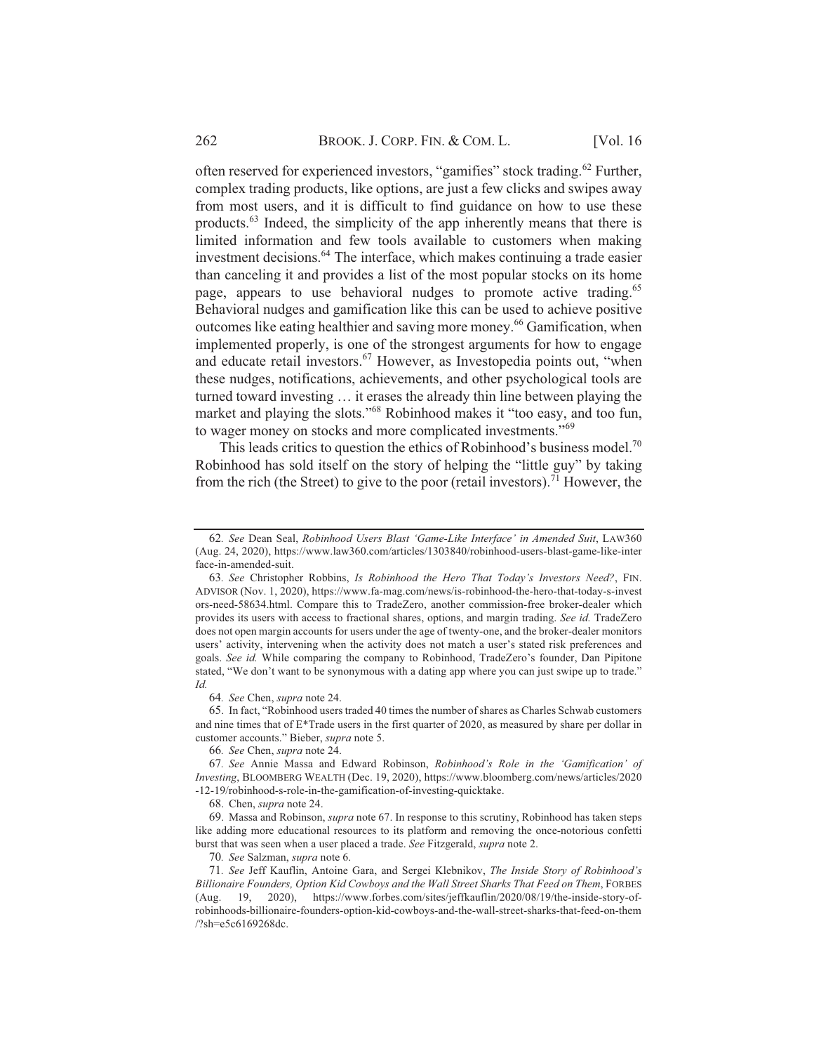often reserved for experienced investors, "gamifies" stock trading.[62] Further, complex trading products, like options, are just a few clicks and swipes away from most users, and it is difficult to find guidance on how to use these products.[63] Indeed, the simplicity of the app inherently means that there is limited information and few tools available to customers when making investment decisions.[64] The interface, which makes continuing a trade easier than canceling it and provides a list of the most popular stocks on its home page, appears to use behavioral nudges to promote active trading.[65] Behavioral nudges and gamification like this can be used to achieve positive outcomes like eating healthier and saving more money.[66] Gamification, when implemented properly, is one of the strongest arguments for how to engage and educate retail investors.[67] However, as Investopedia points out, "when these nudges, notifications, achievements, and other psychological tools are turned toward investing … it erases the already thin line between playing the market and playing the slots."[68] Robinhood makes it "too easy, and too fun, to wager money on stocks and more complicated investments."[69]

This leads critics to question the ethics of Robinhood's business model.[70] Robinhood has sold itself on the story of helping the "little guy" by taking from the rich (the Street) to give to the poor (retail investors).[71] However, the

---

62. *See* Dean Seal, *Robinhood Users Blast 'Game-Like Interface' in Amended Suit*, LAW360 (Aug. 24, 2020), https://www.law360.com/articles/1303840/robinhood-users-blast-game-like-interface-in-amended-suit.

63. *See* Christopher Robbins, *Is Robinhood the Hero That Today's Investors Need?*, FIN. ADVISOR (Nov. 1, 2020), https://www.fa-mag.com/news/is-robinhood-the-hero-that-today-s-investors-need-58634.html. Compare this to TradeZero, another commission-free broker-dealer which provides its users with access to fractional shares, options, and margin trading. *See id.* TradeZero does not open margin accounts for users under the age of twenty-one, and the broker-dealer monitors users' activity, intervening when the activity does not match a user's stated risk preferences and goals. *See id.* While comparing the company to Robinhood, TradeZero's founder, Dan Pipitone stated, "We don't want to be synonymous with a dating app where you can just swipe up to trade." *Id.*

64. *See* Chen, *supra* note 24.

65. In fact, "Robinhood users traded 40 times the number of shares as Charles Schwab customers and nine times that of E*Trade users in the first quarter of 2020, as measured by share per dollar in customer accounts." Bieber, *supra* note 5.

66. *See* Chen, *supra* note 24.

67. *See* Annie Massa and Edward Robinson, *Robinhood's Role in the 'Gamification' of Investing*, BLOOMBERG WEALTH (Dec. 19, 2020), https://www.bloomberg.com/news/articles/2020-12-19/robinhood-s-role-in-the-gamification-of-investing-quicktake.

68. Chen, *supra* note 24.

69. Massa and Robinson, *supra* note 67. In response to this scrutiny, Robinhood has taken steps like adding more educational resources to its platform and removing the once-notorious confetti burst that was seen when a user placed a trade. *See* Fitzgerald, *supra* note 2.

70. *See* Salzman, *supra* note 6.

71. *See* Jeff Kauflin, Antoine Gara, and Sergei Klebnikov, *The Inside Story of Robinhood's Billionaire Founders, Option Kid Cowboys and the Wall Street Sharks That Feed on Them*, FORBES (Aug. 19, 2020), https://www.forbes.com/sites/jeffkauflin/2020/08/19/the-inside-story-of-robinhoods-billionaire-founders-option-kid-cowboys-and-the-wall-street-sharks-that-feed-on-them/?sh=e5c6169268dc.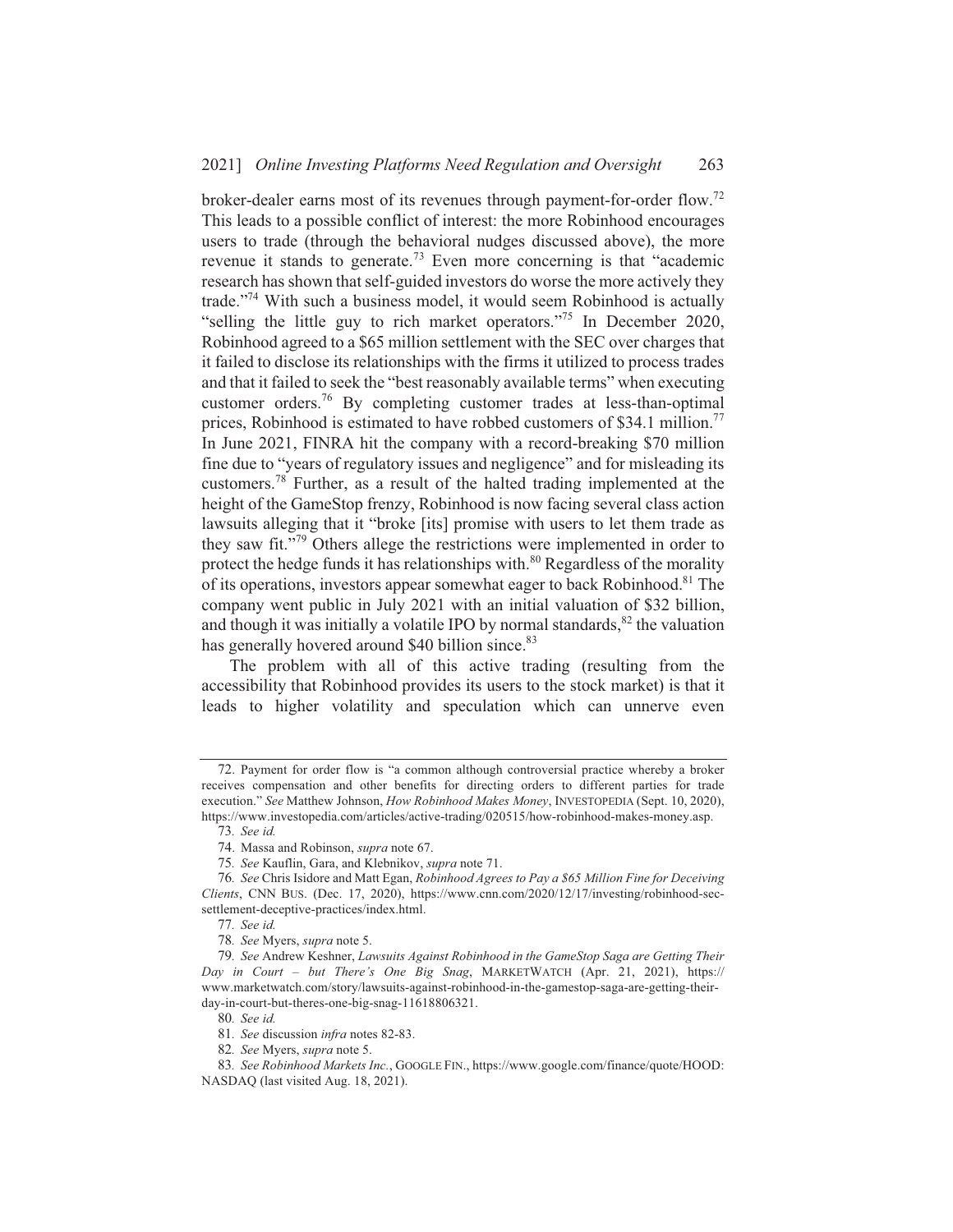broker-dealer earns most of its revenues through payment-for-order flow.[72] This leads to a possible conflict of interest: the more Robinhood encourages users to trade (through the behavioral nudges discussed above), the more revenue it stands to generate.[73] Even more concerning is that "academic research has shown that self-guided investors do worse the more actively they trade."[74] With such a business model, it would seem Robinhood is actually "selling the little guy to rich market operators."[75] In December 2020, Robinhood agreed to a $65 million settlement with the SEC over charges that it failed to disclose its relationships with the firms it utilized to process trades and that it failed to seek the "best reasonably available terms" when executing customer orders.[76] By completing customer trades at less-than-optimal prices, Robinhood is estimated to have robbed customers of $34.1 million.[77] In June 2021, FINRA hit the company with a record-breaking $70 million fine due to "years of regulatory issues and negligence" and for misleading its customers.[78] Further, as a result of the halted trading implemented at the height of the GameStop frenzy, Robinhood is now facing several class action lawsuits alleging that it "broke [its] promise with users to let them trade as they saw fit."[79] Others allege the restrictions were implemented in order to protect the hedge funds it has relationships with.[80] Regardless of the morality of its operations, investors appear somewhat eager to back Robinhood.[81] The company went public in July 2021 with an initial valuation of $32 billion, and though it was initially a volatile IPO by normal standards,[82] the valuation has generally hovered around $40 billion since.[83]

The problem with all of this active trading (resulting from the accessibility that Robinhood provides its users to the stock market) is that it leads to higher volatility and speculation which can unnerve even

---

72. Payment for order flow is "a common although controversial practice whereby a broker receives compensation and other benefits for directing orders to different parties for trade execution." *See* Matthew Johnson, *How Robinhood Makes Money*, INVESTOPEDIA (Sept. 10, 2020), https://www.investopedia.com/articles/active-trading/020515/how-robinhood-makes-money.asp.

73. *See id.*

74. Massa and Robinson, *supra* note 67.

75. *See* Kauflin, Gara, and Klebnikov, *supra* note 71.

76. *See* Chris Isidore and Matt Egan, *Robinhood Agrees to Pay a $65 Million Fine for Deceiving Clients*, CNN BUS. (Dec. 17, 2020), https://www.cnn.com/2020/12/17/investing/robinhood-sec-settlement-deceptive-practices/index.html.

77. *See id.*

78. *See* Myers, *supra* note 5.

79. *See* Andrew Keshner, *Lawsuits Against Robinhood in the GameStop Saga are Getting Their Day in Court – but There's One Big Snag*, MARKETWATCH (Apr. 21, 2021), https://www.marketwatch.com/story/lawsuits-against-robinhood-in-the-gamestop-saga-are-getting-their-day-in-court-but-theres-one-big-snag-11618806321.

80. *See id.*

81. *See* discussion *infra* notes 82-83.

82. *See* Myers, *supra* note 5.

83. *See Robinhood Markets Inc.*, GOOGLE FIN., https://www.google.com/finance/quote/HOOD:NASDAQ (last visited Aug. 18, 2021).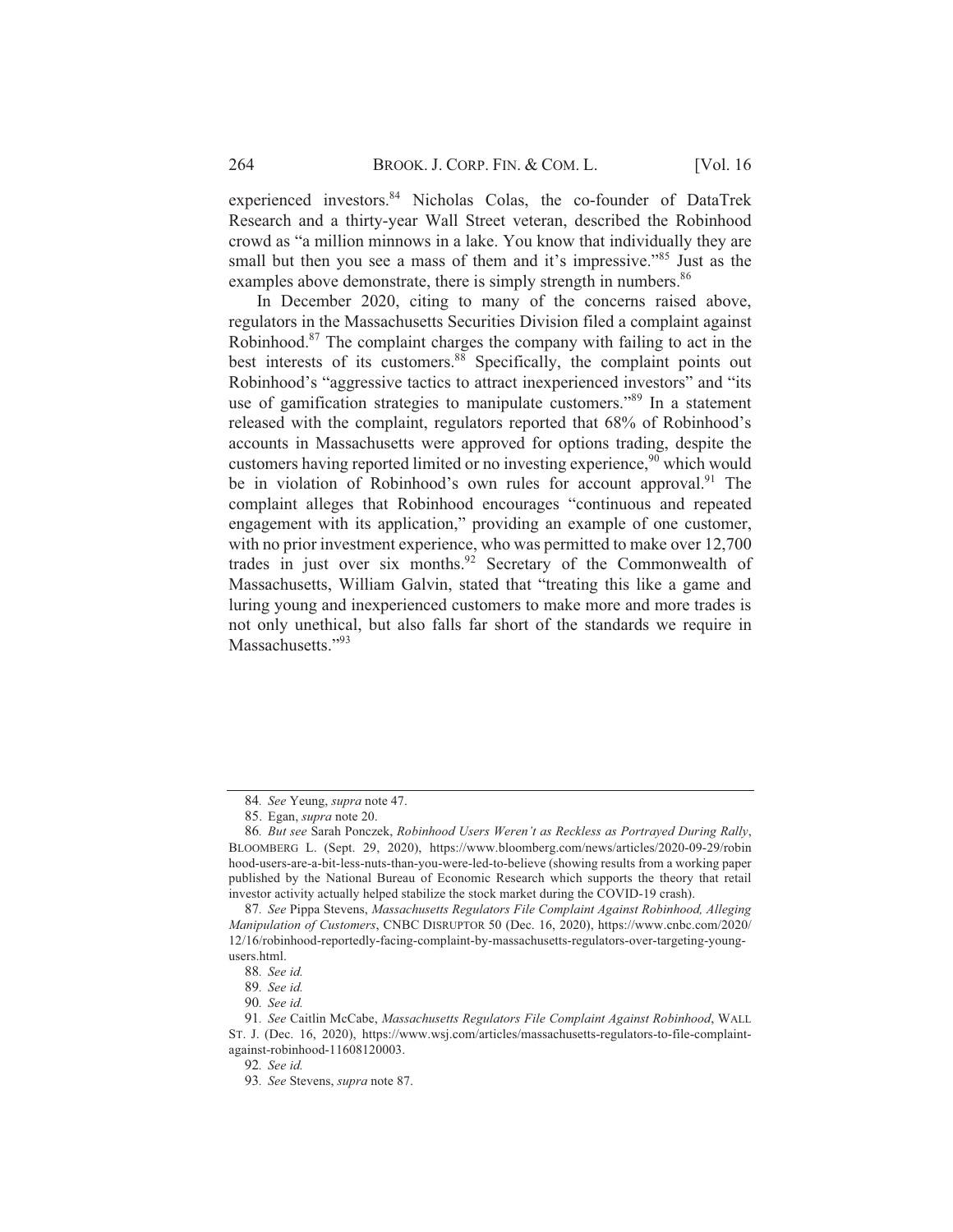experienced investors.[84] Nicholas Colas, the co-founder of DataTrek Research and a thirty-year Wall Street veteran, described the Robinhood crowd as "a million minnows in a lake. You know that individually they are small but then you see a mass of them and it's impressive."[85] Just as the examples above demonstrate, there is simply strength in numbers.[86]

In December 2020, citing to many of the concerns raised above, regulators in the Massachusetts Securities Division filed a complaint against Robinhood.[87] The complaint charges the company with failing to act in the best interests of its customers.[88] Specifically, the complaint points out Robinhood's "aggressive tactics to attract inexperienced investors" and "its use of gamification strategies to manipulate customers."[89] In a statement released with the complaint, regulators reported that 68% of Robinhood's accounts in Massachusetts were approved for options trading, despite the customers having reported limited or no investing experience,[90] which would be in violation of Robinhood's own rules for account approval.[91] The complaint alleges that Robinhood encourages "continuous and repeated engagement with its application," providing an example of one customer, with no prior investment experience, who was permitted to make over 12,700 trades in just over six months.[92] Secretary of the Commonwealth of Massachusetts, William Galvin, stated that "treating this like a game and luring young and inexperienced customers to make more and more trades is not only unethical, but also falls far short of the standards we require in Massachusetts."[93]

---

84. *See* Yeung, *supra* note 47.

85. Egan, *supra* note 20.

86. *But see* Sarah Ponczek, *Robinhood Users Weren't as Reckless as Portrayed During Rally*, BLOOMBERG L. (Sept. 29, 2020), https://www.bloomberg.com/news/articles/2020-09-29/robinhood-users-are-a-bit-less-nuts-than-you-were-led-to-believe (showing results from a working paper published by the National Bureau of Economic Research which supports the theory that retail investor activity actually helped stabilize the stock market during the COVID-19 crash).

87. *See* Pippa Stevens, *Massachusetts Regulators File Complaint Against Robinhood, Alleging Manipulation of Customers*, CNBC DISRUPTOR 50 (Dec. 16, 2020), https://www.cnbc.com/2020/12/16/robinhood-reportedly-facing-complaint-by-massachusetts-regulators-over-targeting-young-users.html.

88. *See id.*

89. *See id.*

90. *See id.*

91. *See* Caitlin McCabe, *Massachusetts Regulators File Complaint Against Robinhood*, WALL ST. J. (Dec. 16, 2020), https://www.wsj.com/articles/massachusetts-regulators-to-file-complaint-against-robinhood-11608120003.

92. *See id.*

93. *See* Stevens, *supra* note 87.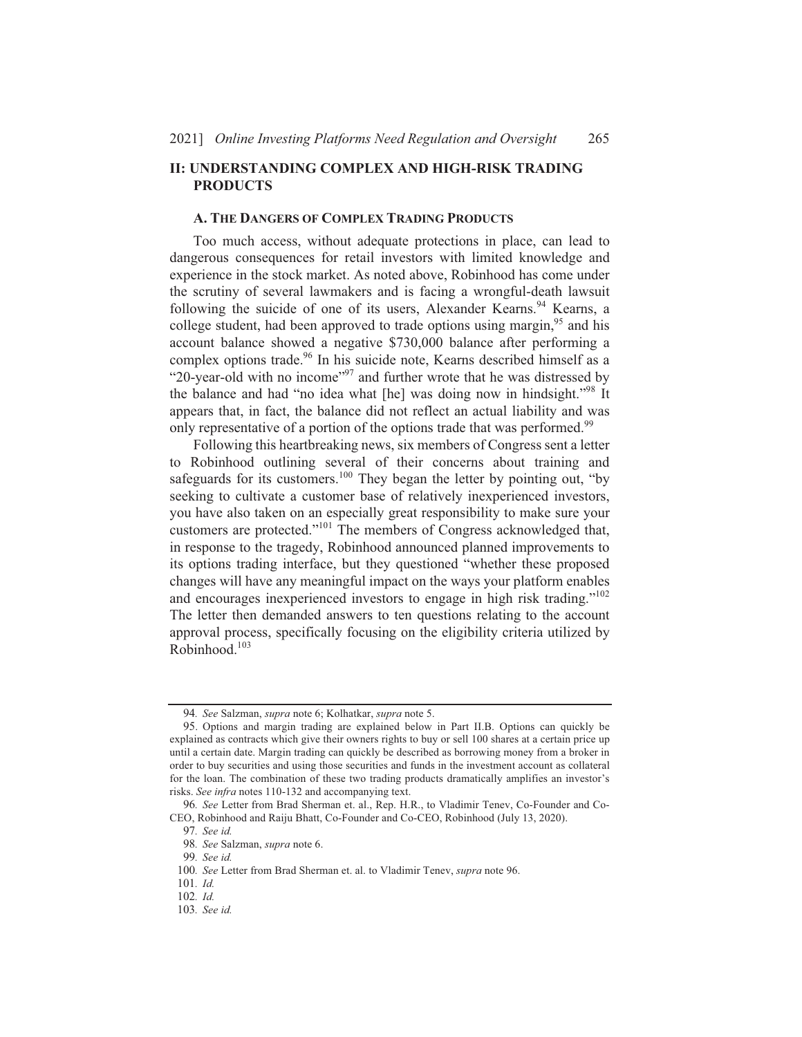## II: UNDERSTANDING COMPLEX AND HIGH-RISK TRADING PRODUCTS

### A. THE DANGERS OF COMPLEX TRADING PRODUCTS

Too much access, without adequate protections in place, can lead to dangerous consequences for retail investors with limited knowledge and experience in the stock market. As noted above, Robinhood has come under the scrutiny of several lawmakers and is facing a wrongful-death lawsuit following the suicide of one of its users, Alexander Kearns.[94] Kearns, a college student, had been approved to trade options using margin,[95] and his account balance showed a negative $730,000 balance after performing a complex options trade.[96] In his suicide note, Kearns described himself as a "20-year-old with no income"[97] and further wrote that he was distressed by the balance and had "no idea what [he] was doing now in hindsight."[98] It appears that, in fact, the balance did not reflect an actual liability and was only representative of a portion of the options trade that was performed.[99]

Following this heartbreaking news, six members of Congress sent a letter to Robinhood outlining several of their concerns about training and safeguards for its customers.[100] They began the letter by pointing out, "by seeking to cultivate a customer base of relatively inexperienced investors, you have also taken on an especially great responsibility to make sure your customers are protected."[101] The members of Congress acknowledged that, in response to the tragedy, Robinhood announced planned improvements to its options trading interface, but they questioned "whether these proposed changes will have any meaningful impact on the ways your platform enables and encourages inexperienced investors to engage in high risk trading."[102] The letter then demanded answers to ten questions relating to the account approval process, specifically focusing on the eligibility criteria utilized by Robinhood.[103]

---

94. *See* Salzman, *supra* note 6; Kolhatkar, *supra* note 5.

95. Options and margin trading are explained below in Part II.B. Options can quickly be explained as contracts which give their owners rights to buy or sell 100 shares at a certain price up until a certain date. Margin trading can quickly be described as borrowing money from a broker in order to buy securities and using those securities and funds in the investment account as collateral for the loan. The combination of these two trading products dramatically amplifies an investor's risks. *See infra* notes 110-132 and accompanying text.

96. *See* Letter from Brad Sherman et. al., Rep. H.R., to Vladimir Tenev, Co-Founder and Co-CEO, Robinhood and Raiju Bhatt, Co-Founder and Co-CEO, Robinhood (July 13, 2020).

97. *See id.*

98. *See* Salzman, *supra* note 6.

99. *See id.*

100. *See* Letter from Brad Sherman et. al. to Vladimir Tenev, *supra* note 96.

101. *Id.*

102. *Id.*

103. *See id.*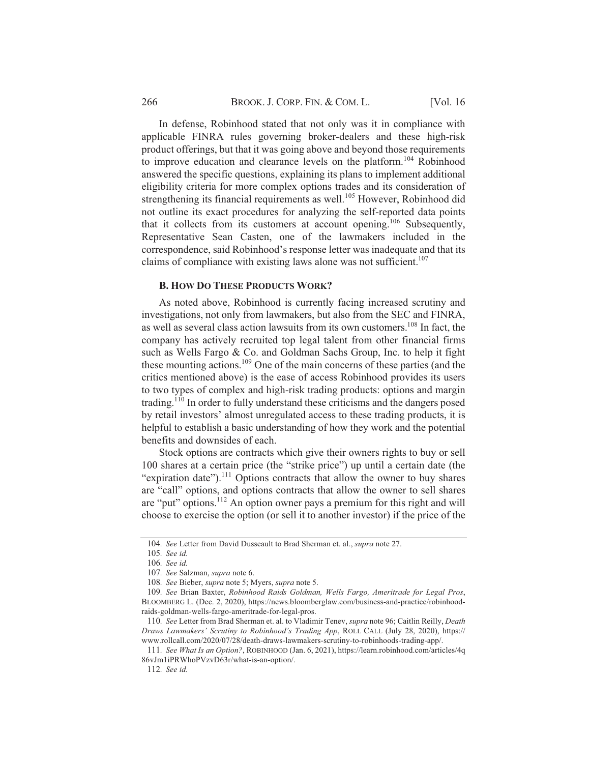In defense, Robinhood stated that not only was it in compliance with applicable FINRA rules governing broker-dealers and these high-risk product offerings, but that it was going above and beyond those requirements to improve education and clearance levels on the platform.[104] Robinhood answered the specific questions, explaining its plans to implement additional eligibility criteria for more complex options trades and its consideration of strengthening its financial requirements as well.[105] However, Robinhood did not outline its exact procedures for analyzing the self-reported data points that it collects from its customers at account opening.[106] Subsequently, Representative Sean Casten, one of the lawmakers included in the correspondence, said Robinhood's response letter was inadequate and that its claims of compliance with existing laws alone was not sufficient.[107]

### B. HOW DO THESE PRODUCTS WORK?

As noted above, Robinhood is currently facing increased scrutiny and investigations, not only from lawmakers, but also from the SEC and FINRA, as well as several class action lawsuits from its own customers.[108] In fact, the company has actively recruited top legal talent from other financial firms such as Wells Fargo & Co. and Goldman Sachs Group, Inc. to help it fight these mounting actions.[109] One of the main concerns of these parties (and the critics mentioned above) is the ease of access Robinhood provides its users to two types of complex and high-risk trading products: options and margin trading.[110] In order to fully understand these criticisms and the dangers posed by retail investors' almost unregulated access to these trading products, it is helpful to establish a basic understanding of how they work and the potential benefits and downsides of each.

Stock options are contracts which give their owners rights to buy or sell 100 shares at a certain price (the "strike price") up until a certain date (the "expiration date").[111] Options contracts that allow the owner to buy shares are "call" options, and options contracts that allow the owner to sell shares are "put" options.[112] An option owner pays a premium for this right and will choose to exercise the option (or sell it to another investor) if the price of the

---

104. *See* Letter from David Dusseault to Brad Sherman et. al., *supra* note 27.

105. *See id.*

106. *See id.*

107. *See* Salzman, *supra* note 6.

108. *See* Bieber, *supra* note 5; Myers, *supra* note 5.

109. *See* Brian Baxter, *Robinhood Raids Goldman, Wells Fargo, Ameritrade for Legal Pros*, BLOOMBERG L. (Dec. 2, 2020), https://news.bloomberglaw.com/business-and-practice/robinhood-raids-goldman-wells-fargo-ameritrade-for-legal-pros.

110. *See* Letter from Brad Sherman et. al. to Vladimir Tenev, *supra* note 96; Caitlin Reilly, *Death Draws Lawmakers' Scrutiny to Robinhood's Trading App*, ROLL CALL (July 28, 2020), https://www.rollcall.com/2020/07/28/death-draws-lawmakers-scrutiny-to-robinhoods-trading-app/.

111. *See What Is an Option?*, ROBINHOOD (Jan. 6, 2021), https://learn.robinhood.com/articles/4q86vJm1iPRWhoPVzvD63r/what-is-an-option/.

112. *See id.*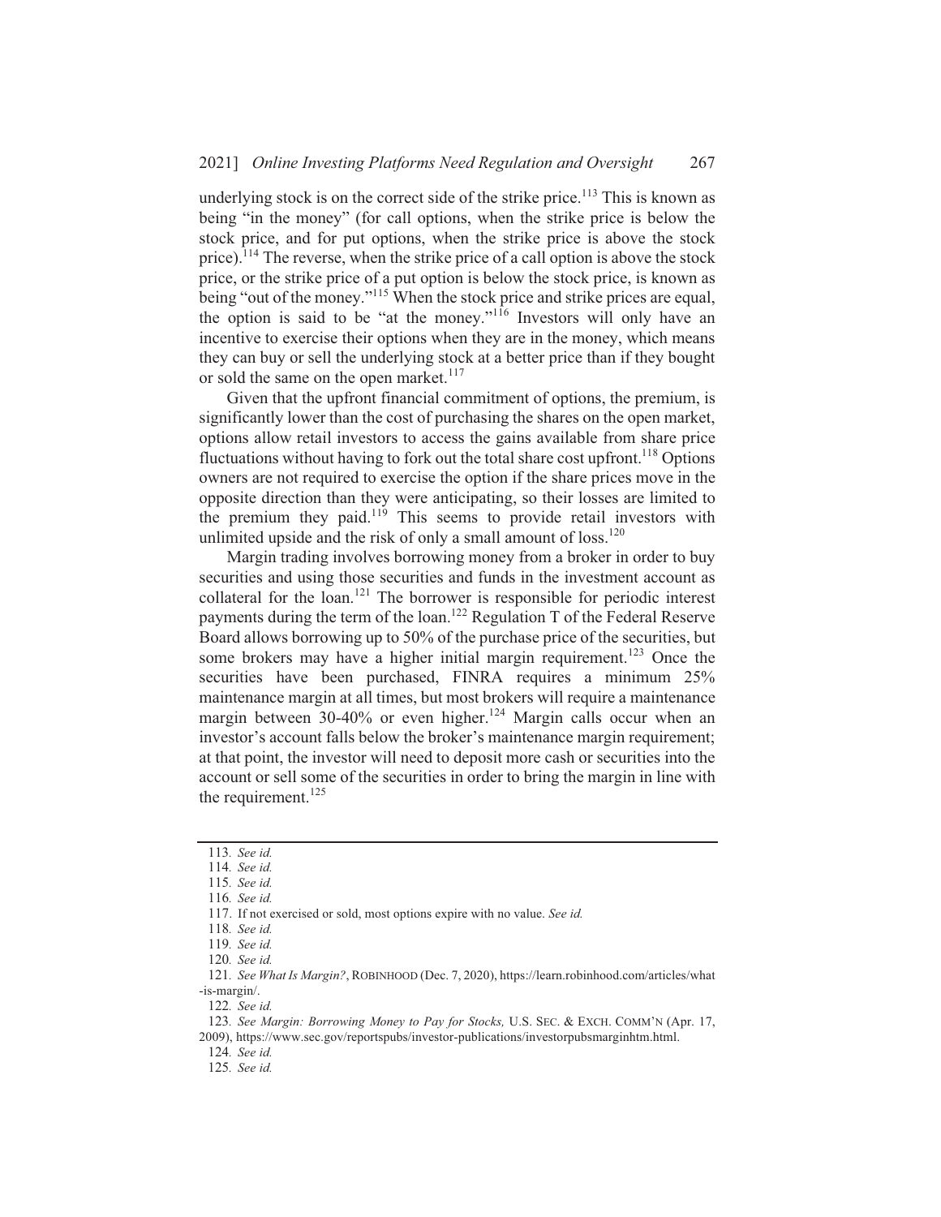underlying stock is on the correct side of the strike price.[113] This is known as being "in the money" (for call options, when the strike price is below the stock price, and for put options, when the strike price is above the stock price).[114] The reverse, when the strike price of a call option is above the stock price, or the strike price of a put option is below the stock price, is known as being "out of the money."[115] When the stock price and strike prices are equal, the option is said to be "at the money."[116] Investors will only have an incentive to exercise their options when they are in the money, which means they can buy or sell the underlying stock at a better price than if they bought or sold the same on the open market.[117]

Given that the upfront financial commitment of options, the premium, is significantly lower than the cost of purchasing the shares on the open market, options allow retail investors to access the gains available from share price fluctuations without having to fork out the total share cost upfront.[118] Options owners are not required to exercise the option if the share prices move in the opposite direction than they were anticipating, so their losses are limited to the premium they paid.[119] This seems to provide retail investors with unlimited upside and the risk of only a small amount of loss.[120]

Margin trading involves borrowing money from a broker in order to buy securities and using those securities and funds in the investment account as collateral for the loan.[121] The borrower is responsible for periodic interest payments during the term of the loan.[122] Regulation T of the Federal Reserve Board allows borrowing up to 50% of the purchase price of the securities, but some brokers may have a higher initial margin requirement.[123] Once the securities have been purchased, FINRA requires a minimum 25% maintenance margin at all times, but most brokers will require a maintenance margin between 30-40% or even higher.[124] Margin calls occur when an investor's account falls below the broker's maintenance margin requirement; at that point, the investor will need to deposit more cash or securities into the account or sell some of the securities in order to bring the margin in line with the requirement.[125]

---

113. *See id.*

114. *See id.*

115. *See id.*

116. *See id.*

117. If not exercised or sold, most options expire with no value. *See id.*

118. *See id.*

119. *See id.*

120. *See id.*

121. *See What Is Margin?*, ROBINHOOD (Dec. 7, 2020), https://learn.robinhood.com/articles/what-is-margin/.

122. *See id.*

123. *See Margin: Borrowing Money to Pay for Stocks,* U.S. SEC. & EXCH. COMM'N (Apr. 17, 2009), https://www.sec.gov/reportspubs/investor-publications/investorpubsmarginhtm.html.

124. *See id.*

125. *See id.*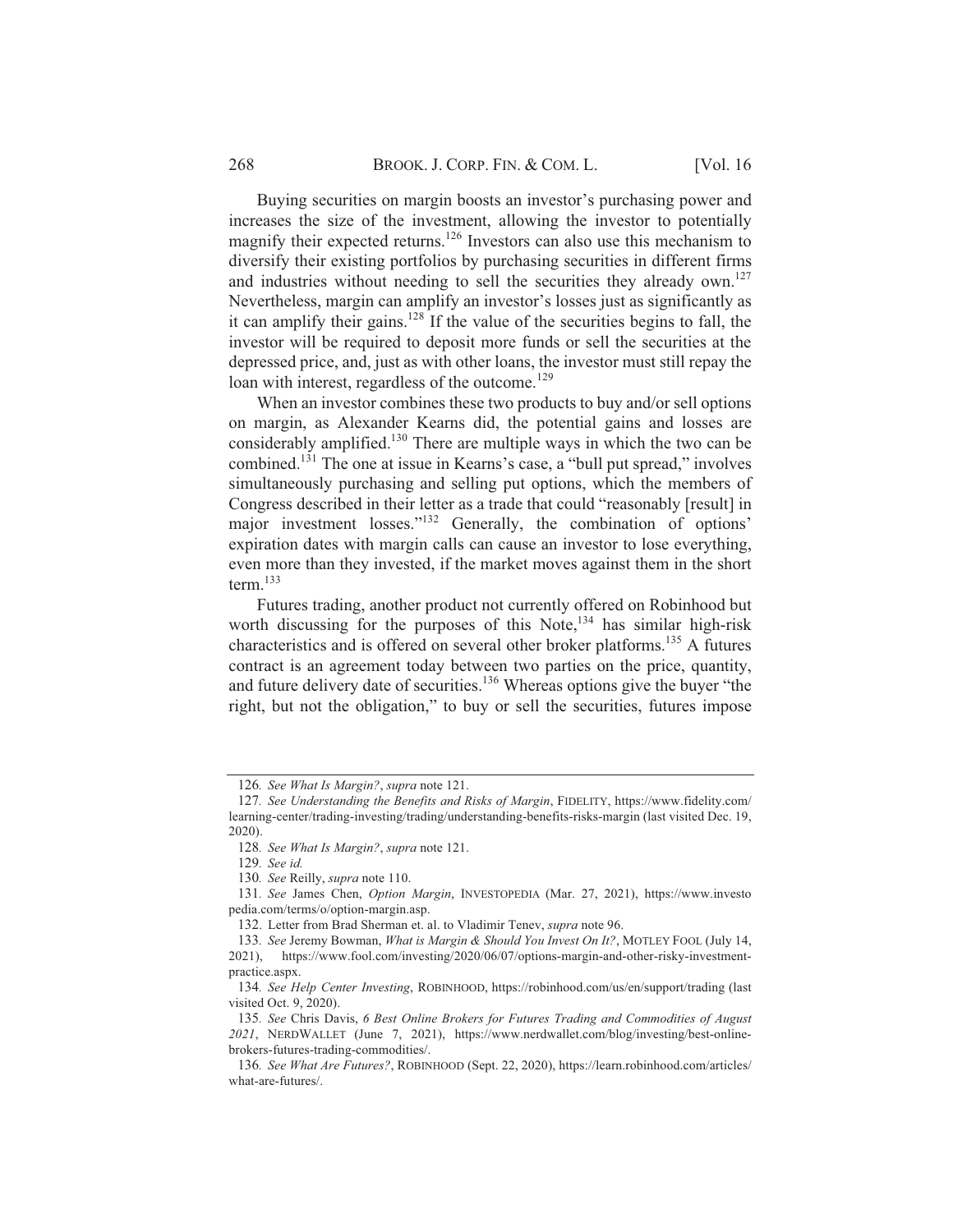Buying securities on margin boosts an investor's purchasing power and increases the size of the investment, allowing the investor to potentially magnify their expected returns.[126] Investors can also use this mechanism to diversify their existing portfolios by purchasing securities in different firms and industries without needing to sell the securities they already own.[127] Nevertheless, margin can amplify an investor's losses just as significantly as it can amplify their gains.[128] If the value of the securities begins to fall, the investor will be required to deposit more funds or sell the securities at the depressed price, and, just as with other loans, the investor must still repay the loan with interest, regardless of the outcome.[129]

When an investor combines these two products to buy and/or sell options on margin, as Alexander Kearns did, the potential gains and losses are considerably amplified.[130] There are multiple ways in which the two can be combined.[131] The one at issue in Kearns's case, a "bull put spread," involves simultaneously purchasing and selling put options, which the members of Congress described in their letter as a trade that could "reasonably [result] in major investment losses."[132] Generally, the combination of options' expiration dates with margin calls can cause an investor to lose everything, even more than they invested, if the market moves against them in the short term.[133]

Futures trading, another product not currently offered on Robinhood but worth discussing for the purposes of this Note,[134] has similar high-risk characteristics and is offered on several other broker platforms.[135] A futures contract is an agreement today between two parties on the price, quantity, and future delivery date of securities.[136] Whereas options give the buyer "the right, but not the obligation," to buy or sell the securities, futures impose

---

126. *See What Is Margin?*, *supra* note 121.

127. *See Understanding the Benefits and Risks of Margin*, FIDELITY, https://www.fidelity.com/learning-center/trading-investing/trading/understanding-benefits-risks-margin (last visited Dec. 19, 2020).

128. *See What Is Margin?*, *supra* note 121.

129. *See id.*

130. *See* Reilly, *supra* note 110.

131. *See* James Chen, *Option Margin*, INVESTOPEDIA (Mar. 27, 2021), https://www.investopedia.com/terms/o/option-margin.asp.

132. Letter from Brad Sherman et. al. to Vladimir Tenev, *supra* note 96.

133. *See* Jeremy Bowman, *What is Margin & Should You Invest On It?*, MOTLEY FOOL (July 14, 2021), https://www.fool.com/investing/2020/06/07/options-margin-and-other-risky-investment-practice.aspx.

134. *See Help Center Investing*, ROBINHOOD, https://robinhood.com/us/en/support/trading (last visited Oct. 9, 2020).

135. *See* Chris Davis, *6 Best Online Brokers for Futures Trading and Commodities of August 2021*, NERDWALLET (June 7, 2021), https://www.nerdwallet.com/blog/investing/best-online-brokers-futures-trading-commodities/.

136. *See What Are Futures?*, ROBINHOOD (Sept. 22, 2020), https://learn.robinhood.com/articles/what-are-futures/.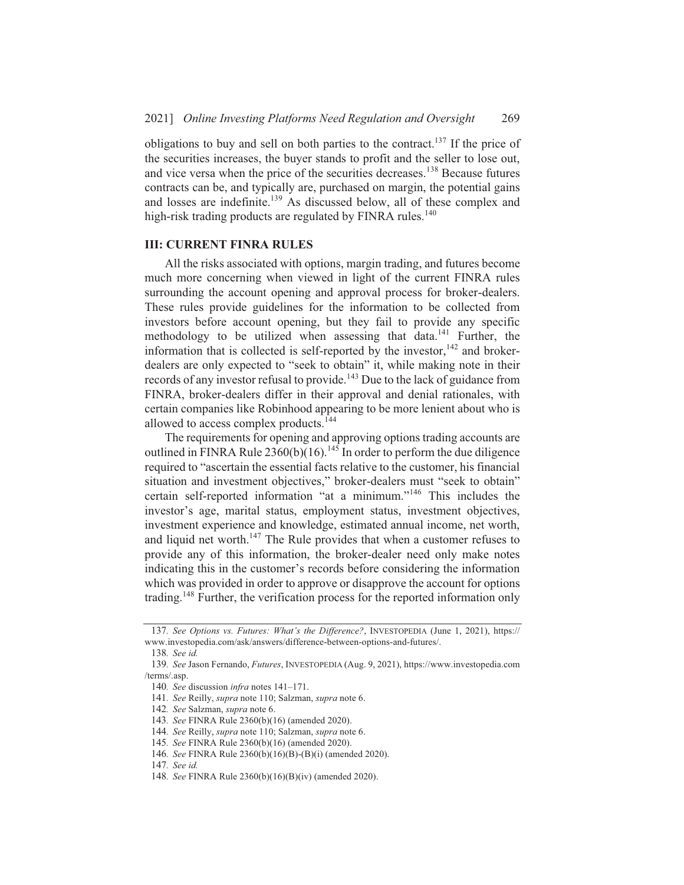obligations to buy and sell on both parties to the contract.[137] If the price of the securities increases, the buyer stands to profit and the seller to lose out, and vice versa when the price of the securities decreases.[138] Because futures contracts can be, and typically are, purchased on margin, the potential gains and losses are indefinite.[139] As discussed below, all of these complex and high-risk trading products are regulated by FINRA rules.[140]

## III: CURRENT FINRA RULES

All the risks associated with options, margin trading, and futures become much more concerning when viewed in light of the current FINRA rules surrounding the account opening and approval process for broker-dealers. These rules provide guidelines for the information to be collected from investors before account opening, but they fail to provide any specific methodology to be utilized when assessing that data.[141] Further, the information that is collected is self-reported by the investor,[142] and broker-dealers are only expected to "seek to obtain" it, while making note in their records of any investor refusal to provide.[143] Due to the lack of guidance from FINRA, broker-dealers differ in their approval and denial rationales, with certain companies like Robinhood appearing to be more lenient about who is allowed to access complex products.[144]

The requirements for opening and approving options trading accounts are outlined in FINRA Rule 2360(b)(16).[145] In order to perform the due diligence required to "ascertain the essential facts relative to the customer, his financial situation and investment objectives," broker-dealers must "seek to obtain" certain self-reported information "at a minimum."[146] This includes the investor's age, marital status, employment status, investment objectives, investment experience and knowledge, estimated annual income, net worth, and liquid net worth.[147] The Rule provides that when a customer refuses to provide any of this information, the broker-dealer need only make notes indicating this in the customer's records before considering the information which was provided in order to approve or disapprove the account for options trading.[148] Further, the verification process for the reported information only

137. *See Options vs. Futures: What's the Difference?*, INVESTOPEDIA (June 1, 2021), https://www.investopedia.com/ask/answers/difference-between-options-and-futures/.

138. *See id.*

139. *See* Jason Fernando, *Futures*, INVESTOPEDIA (Aug. 9, 2021), https://www.investopedia.com/terms/.asp.

140. *See* discussion *infra* notes 141–171.

141. *See* Reilly, *supra* note 110; Salzman, *supra* note 6.

142. *See* Salzman, *supra* note 6.

143. *See* FINRA Rule 2360(b)(16) (amended 2020).

144. *See* Reilly, *supra* note 110; Salzman, *supra* note 6.

145. *See* FINRA Rule 2360(b)(16) (amended 2020).

146. *See* FINRA Rule 2360(b)(16)(B)-(B)(i) (amended 2020).

147. *See id.*

148. *See* FINRA Rule 2360(b)(16)(B)(iv) (amended 2020).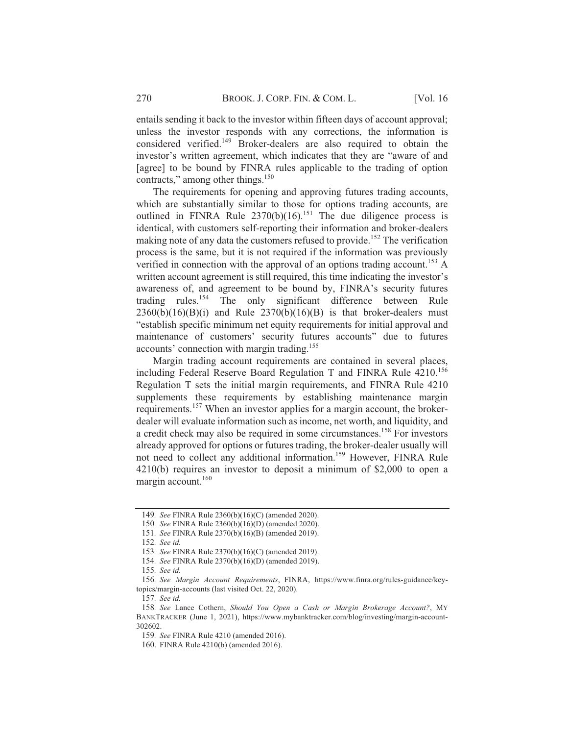entails sending it back to the investor within fifteen days of account approval; unless the investor responds with any corrections, the information is considered verified.[149] Broker-dealers are also required to obtain the investor's written agreement, which indicates that they are "aware of and [agree] to be bound by FINRA rules applicable to the trading of option contracts," among other things.[150]

The requirements for opening and approving futures trading accounts, which are substantially similar to those for options trading accounts, are outlined in FINRA Rule 2370(b)(16).[151] The due diligence process is identical, with customers self-reporting their information and broker-dealers making note of any data the customers refused to provide.[152] The verification process is the same, but it is not required if the information was previously verified in connection with the approval of an options trading account.[153] A written account agreement is still required, this time indicating the investor's awareness of, and agreement to be bound by, FINRA's security futures trading rules.[154] The only significant difference between Rule 2360(b)(16)(B)(i) and Rule 2370(b)(16)(B) is that broker-dealers must "establish specific minimum net equity requirements for initial approval and maintenance of customers' security futures accounts" due to futures accounts' connection with margin trading.[155]

Margin trading account requirements are contained in several places, including Federal Reserve Board Regulation T and FINRA Rule 4210.[156] Regulation T sets the initial margin requirements, and FINRA Rule 4210 supplements these requirements by establishing maintenance margin requirements.[157] When an investor applies for a margin account, the broker-dealer will evaluate information such as income, net worth, and liquidity, and a credit check may also be required in some circumstances.[158] For investors already approved for options or futures trading, the broker-dealer usually will not need to collect any additional information.[159] However, FINRA Rule 4210(b) requires an investor to deposit a minimum of $2,000 to open a margin account.[160]

---

149. *See* FINRA Rule 2360(b)(16)(C) (amended 2020).

150. *See* FINRA Rule 2360(b)(16)(D) (amended 2020).

151. *See* FINRA Rule 2370(b)(16)(B) (amended 2019).

152. *See id.*

153. *See* FINRA Rule 2370(b)(16)(C) (amended 2019).

154. *See* FINRA Rule 2370(b)(16)(D) (amended 2019).

155. *See id.*

156. *See Margin Account Requirements*, FINRA, https://www.finra.org/rules-guidance/key-topics/margin-accounts (last visited Oct. 22, 2020).

157. *See id.*

158. *See* Lance Cothern, *Should You Open a Cash or Margin Brokerage Account?*, MY BANKTRACKER (June 1, 2021), https://www.mybanktracker.com/blog/investing/margin-account-302602.

159. *See* FINRA Rule 4210 (amended 2016).

160. FINRA Rule 4210(b) (amended 2016).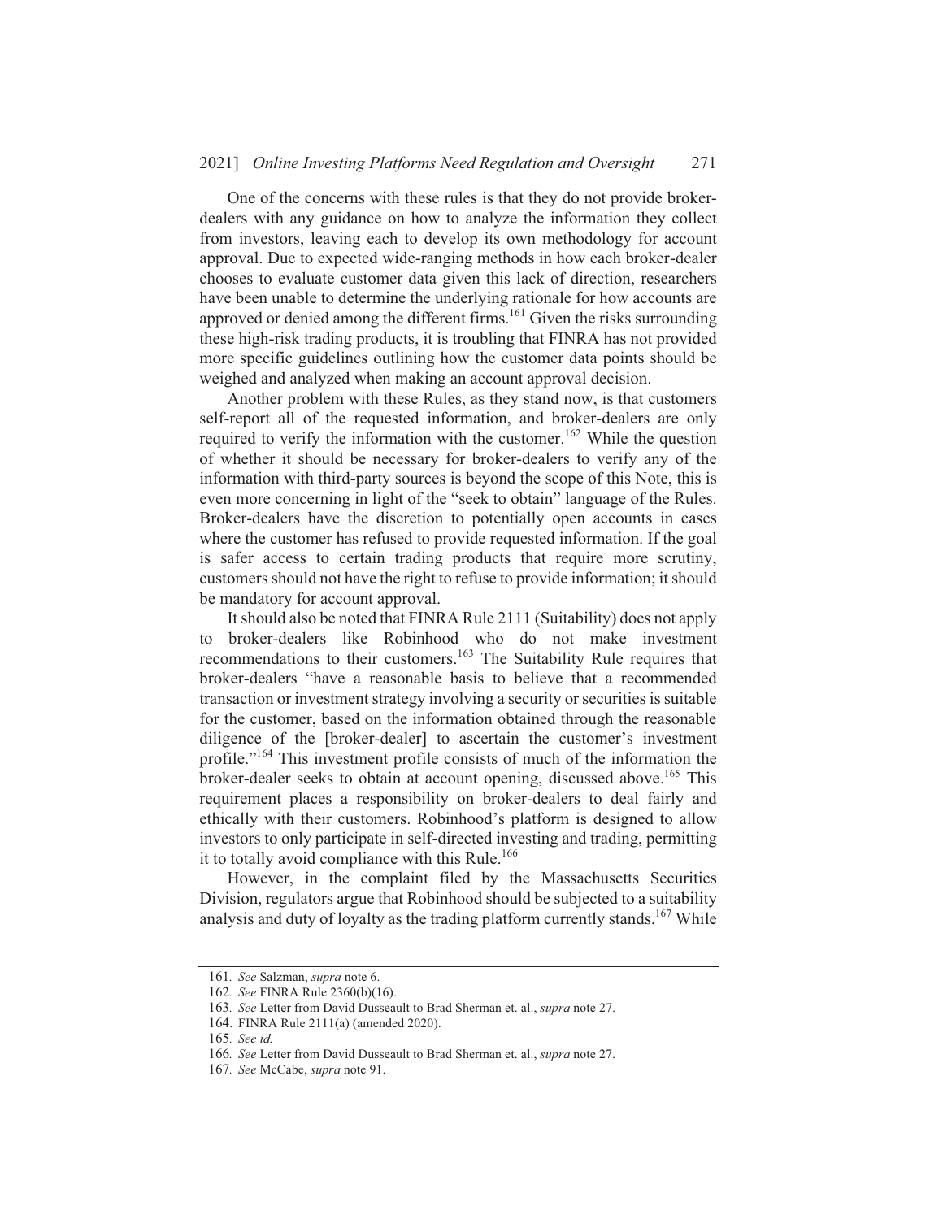One of the concerns with these rules is that they do not provide broker-dealers with any guidance on how to analyze the information they collect from investors, leaving each to develop its own methodology for account approval. Due to expected wide-ranging methods in how each broker-dealer chooses to evaluate customer data given this lack of direction, researchers have been unable to determine the underlying rationale for how accounts are approved or denied among the different firms.[161] Given the risks surrounding these high-risk trading products, it is troubling that FINRA has not provided more specific guidelines outlining how the customer data points should be weighed and analyzed when making an account approval decision.

Another problem with these Rules, as they stand now, is that customers self-report all of the requested information, and broker-dealers are only required to verify the information with the customer.[162] While the question of whether it should be necessary for broker-dealers to verify any of the information with third-party sources is beyond the scope of this Note, this is even more concerning in light of the "seek to obtain" language of the Rules. Broker-dealers have the discretion to potentially open accounts in cases where the customer has refused to provide requested information. If the goal is safer access to certain trading products that require more scrutiny, customers should not have the right to refuse to provide information; it should be mandatory for account approval.

It should also be noted that FINRA Rule 2111 (Suitability) does not apply to broker-dealers like Robinhood who do not make investment recommendations to their customers.[163] The Suitability Rule requires that broker-dealers "have a reasonable basis to believe that a recommended transaction or investment strategy involving a security or securities is suitable for the customer, based on the information obtained through the reasonable diligence of the [broker-dealer] to ascertain the customer's investment profile."[164] This investment profile consists of much of the information the broker-dealer seeks to obtain at account opening, discussed above.[165] This requirement places a responsibility on broker-dealers to deal fairly and ethically with their customers. Robinhood's platform is designed to allow investors to only participate in self-directed investing and trading, permitting it to totally avoid compliance with this Rule.[166]

However, in the complaint filed by the Massachusetts Securities Division, regulators argue that Robinhood should be subjected to a suitability analysis and duty of loyalty as the trading platform currently stands.[167] While

---

161. *See* Salzman, *supra* note 6.

162. *See* FINRA Rule 2360(b)(16).

163. *See* Letter from David Dusseault to Brad Sherman et. al., *supra* note 27.

164. FINRA Rule 2111(a) (amended 2020).

165. *See id.*

166. *See* Letter from David Dusseault to Brad Sherman et. al., *supra* note 27.

167. *See* McCabe, *supra* note 91.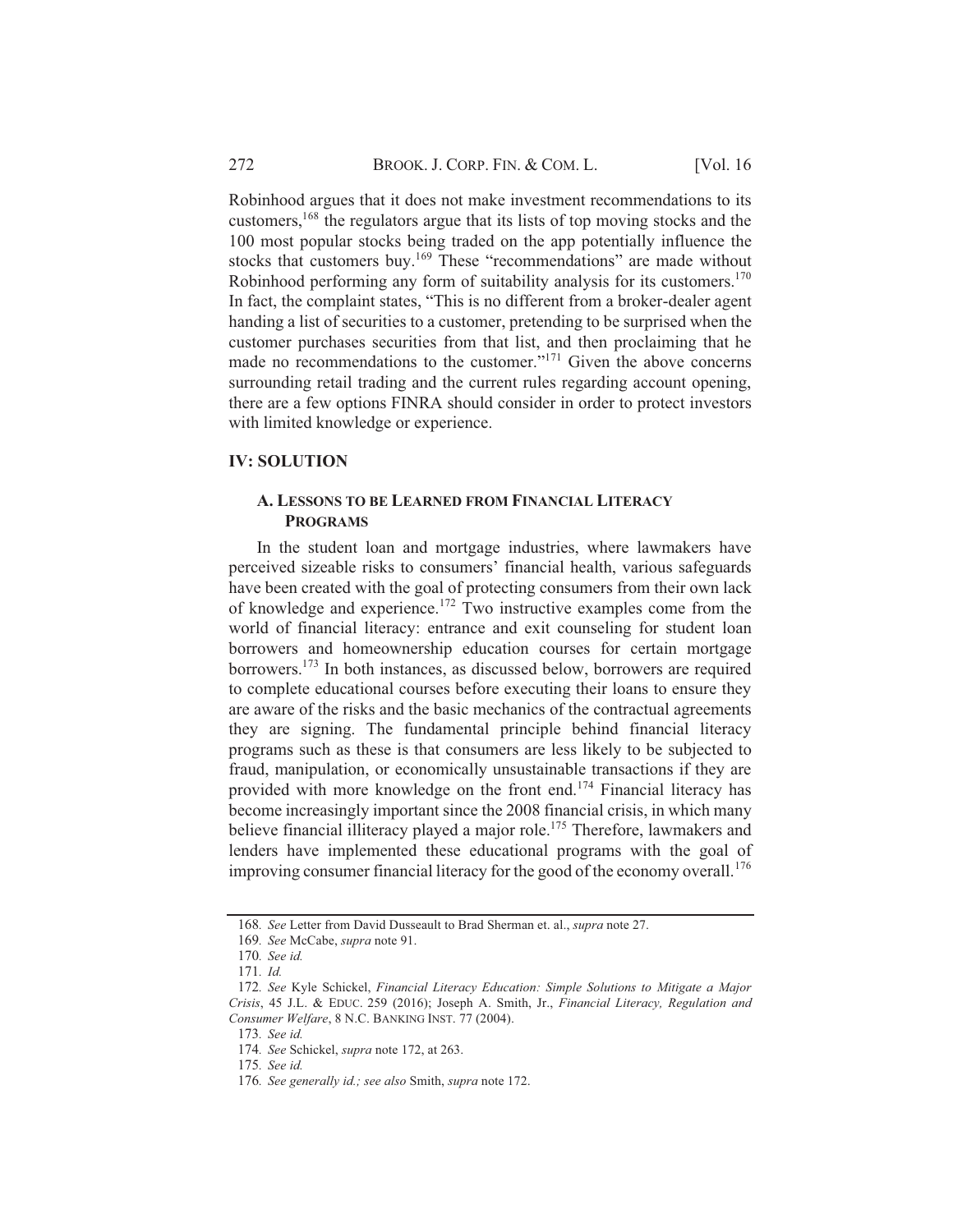Robinhood argues that it does not make investment recommendations to its customers,[168] the regulators argue that its lists of top moving stocks and the 100 most popular stocks being traded on the app potentially influence the stocks that customers buy.[169] These "recommendations" are made without Robinhood performing any form of suitability analysis for its customers.[170] In fact, the complaint states, "This is no different from a broker-dealer agent handing a list of securities to a customer, pretending to be surprised when the customer purchases securities from that list, and then proclaiming that he made no recommendations to the customer."[171] Given the above concerns surrounding retail trading and the current rules regarding account opening, there are a few options FINRA should consider in order to protect investors with limited knowledge or experience.

## IV: SOLUTION

### A. LESSONS TO BE LEARNED FROM FINANCIAL LITERACY PROGRAMS

In the student loan and mortgage industries, where lawmakers have perceived sizeable risks to consumers' financial health, various safeguards have been created with the goal of protecting consumers from their own lack of knowledge and experience.[172] Two instructive examples come from the world of financial literacy: entrance and exit counseling for student loan borrowers and homeownership education courses for certain mortgage borrowers.[173] In both instances, as discussed below, borrowers are required to complete educational courses before executing their loans to ensure they are aware of the risks and the basic mechanics of the contractual agreements they are signing. The fundamental principle behind financial literacy programs such as these is that consumers are less likely to be subjected to fraud, manipulation, or economically unsustainable transactions if they are provided with more knowledge on the front end.[174] Financial literacy has become increasingly important since the 2008 financial crisis, in which many believe financial illiteracy played a major role.[175] Therefore, lawmakers and lenders have implemented these educational programs with the goal of improving consumer financial literacy for the good of the economy overall.[176]

---

168. *See* Letter from David Dusseault to Brad Sherman et. al., *supra* note 27.

169. *See* McCabe, *supra* note 91.

170. *See id.*

171. *Id.*

172. *See* Kyle Schickel, *Financial Literacy Education: Simple Solutions to Mitigate a Major Crisis*, 45 J.L. & EDUC. 259 (2016); Joseph A. Smith, Jr., *Financial Literacy, Regulation and Consumer Welfare*, 8 N.C. BANKING INST. 77 (2004).

173. *See id.*

174. *See* Schickel, *supra* note 172, at 263.

175. *See id.*

176. *See generally id.; see also* Smith, *supra* note 172.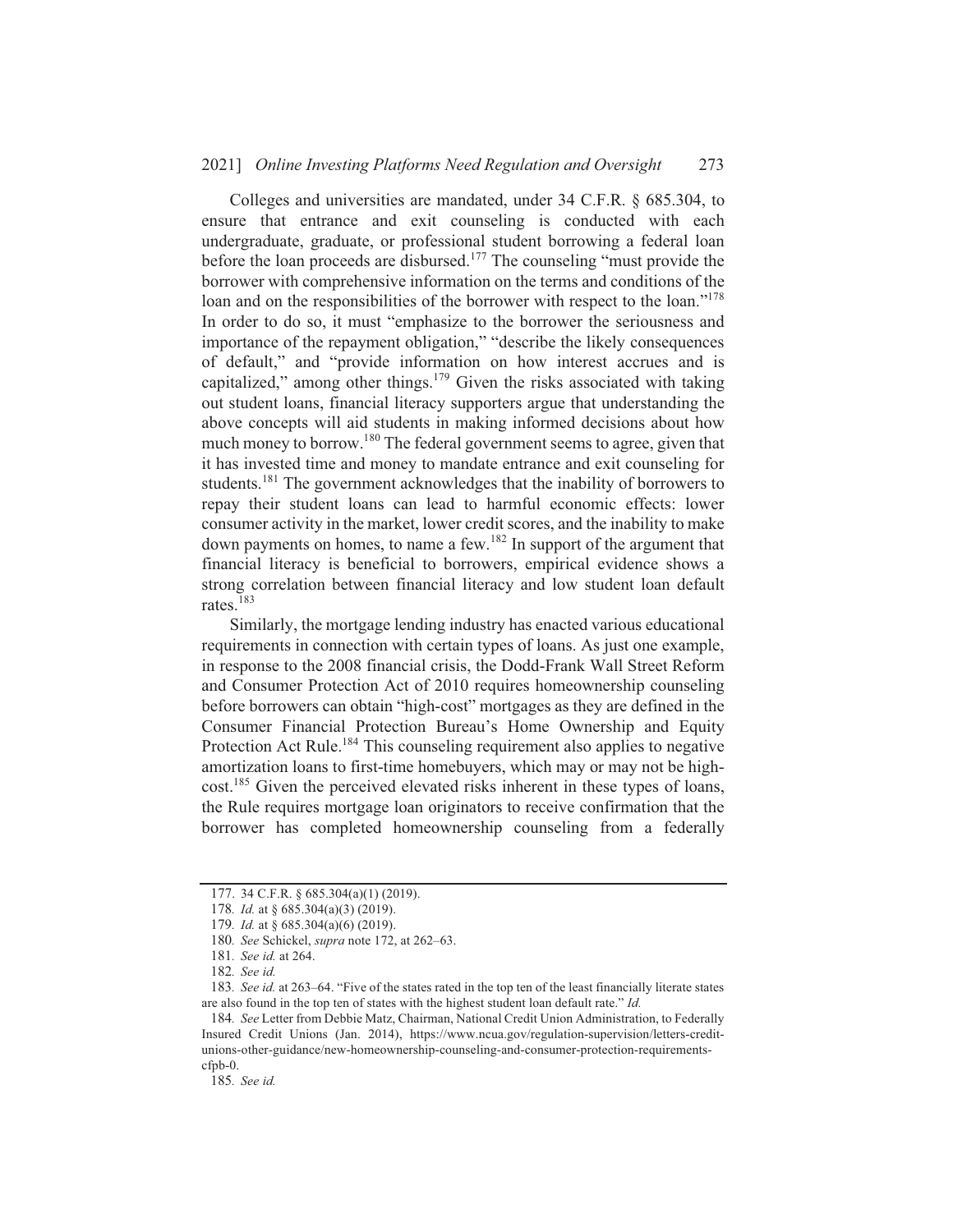Colleges and universities are mandated, under 34 C.F.R. § 685.304, to ensure that entrance and exit counseling is conducted with each undergraduate, graduate, or professional student borrowing a federal loan before the loan proceeds are disbursed.[177] The counseling "must provide the borrower with comprehensive information on the terms and conditions of the loan and on the responsibilities of the borrower with respect to the loan."[178] In order to do so, it must "emphasize to the borrower the seriousness and importance of the repayment obligation," "describe the likely consequences of default," and "provide information on how interest accrues and is capitalized," among other things.[179] Given the risks associated with taking out student loans, financial literacy supporters argue that understanding the above concepts will aid students in making informed decisions about how much money to borrow.[180] The federal government seems to agree, given that it has invested time and money to mandate entrance and exit counseling for students.[181] The government acknowledges that the inability of borrowers to repay their student loans can lead to harmful economic effects: lower consumer activity in the market, lower credit scores, and the inability to make down payments on homes, to name a few.[182] In support of the argument that financial literacy is beneficial to borrowers, empirical evidence shows a strong correlation between financial literacy and low student loan default rates.[183]

Similarly, the mortgage lending industry has enacted various educational requirements in connection with certain types of loans. As just one example, in response to the 2008 financial crisis, the Dodd-Frank Wall Street Reform and Consumer Protection Act of 2010 requires homeownership counseling before borrowers can obtain "high-cost" mortgages as they are defined in the Consumer Financial Protection Bureau's Home Ownership and Equity Protection Act Rule.[184] This counseling requirement also applies to negative amortization loans to first-time homebuyers, which may or may not be high-cost.[185] Given the perceived elevated risks inherent in these types of loans, the Rule requires mortgage loan originators to receive confirmation that the borrower has completed homeownership counseling from a federally

---

177. 34 C.F.R. § 685.304(a)(1) (2019).

178. *Id.* at § 685.304(a)(3) (2019).

179. *Id.* at § 685.304(a)(6) (2019).

180. *See* Schickel, *supra* note 172, at 262–63.

181. *See id.* at 264.

182. *See id.*

183. *See id.* at 263–64. "Five of the states rated in the top ten of the least financially literate states are also found in the top ten of states with the highest student loan default rate." *Id.*

184. *See* Letter from Debbie Matz, Chairman, National Credit Union Administration, to Federally Insured Credit Unions (Jan. 2014), https://www.ncua.gov/regulation-supervision/letters-credit-unions-other-guidance/new-homeownership-counseling-and-consumer-protection-requirements-cfpb-0.

185. *See id.*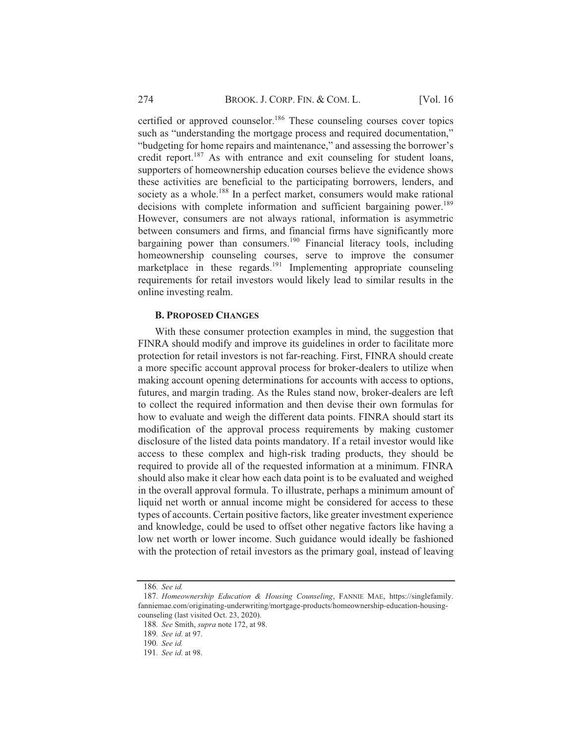certified or approved counselor.[186] These counseling courses cover topics such as "understanding the mortgage process and required documentation," "budgeting for home repairs and maintenance," and assessing the borrower's credit report.[187] As with entrance and exit counseling for student loans, supporters of homeownership education courses believe the evidence shows these activities are beneficial to the participating borrowers, lenders, and society as a whole.[188] In a perfect market, consumers would make rational decisions with complete information and sufficient bargaining power.[189] However, consumers are not always rational, information is asymmetric between consumers and firms, and financial firms have significantly more bargaining power than consumers.[190] Financial literacy tools, including homeownership counseling courses, serve to improve the consumer marketplace in these regards.[191] Implementing appropriate counseling requirements for retail investors would likely lead to similar results in the online investing realm.

### B. PROPOSED CHANGES

With these consumer protection examples in mind, the suggestion that FINRA should modify and improve its guidelines in order to facilitate more protection for retail investors is not far-reaching. First, FINRA should create a more specific account approval process for broker-dealers to utilize when making account opening determinations for accounts with access to options, futures, and margin trading. As the Rules stand now, broker-dealers are left to collect the required information and then devise their own formulas for how to evaluate and weigh the different data points. FINRA should start its modification of the approval process requirements by making customer disclosure of the listed data points mandatory. If a retail investor would like access to these complex and high-risk trading products, they should be required to provide all of the requested information at a minimum. FINRA should also make it clear how each data point is to be evaluated and weighed in the overall approval formula. To illustrate, perhaps a minimum amount of liquid net worth or annual income might be considered for access to these types of accounts. Certain positive factors, like greater investment experience and knowledge, could be used to offset other negative factors like having a low net worth or lower income. Such guidance would ideally be fashioned with the protection of retail investors as the primary goal, instead of leaving

---

186. *See id.*

187. *Homeownership Education & Housing Counseling*, FANNIE MAE, https://singlefamily.fanniemae.com/originating-underwriting/mortgage-products/homeownership-education-housing-counseling (last visited Oct. 23, 2020).

188. *See* Smith, *supra* note 172, at 98.

189. *See id.* at 97.

190. *See id.*

191. *See id.* at 98.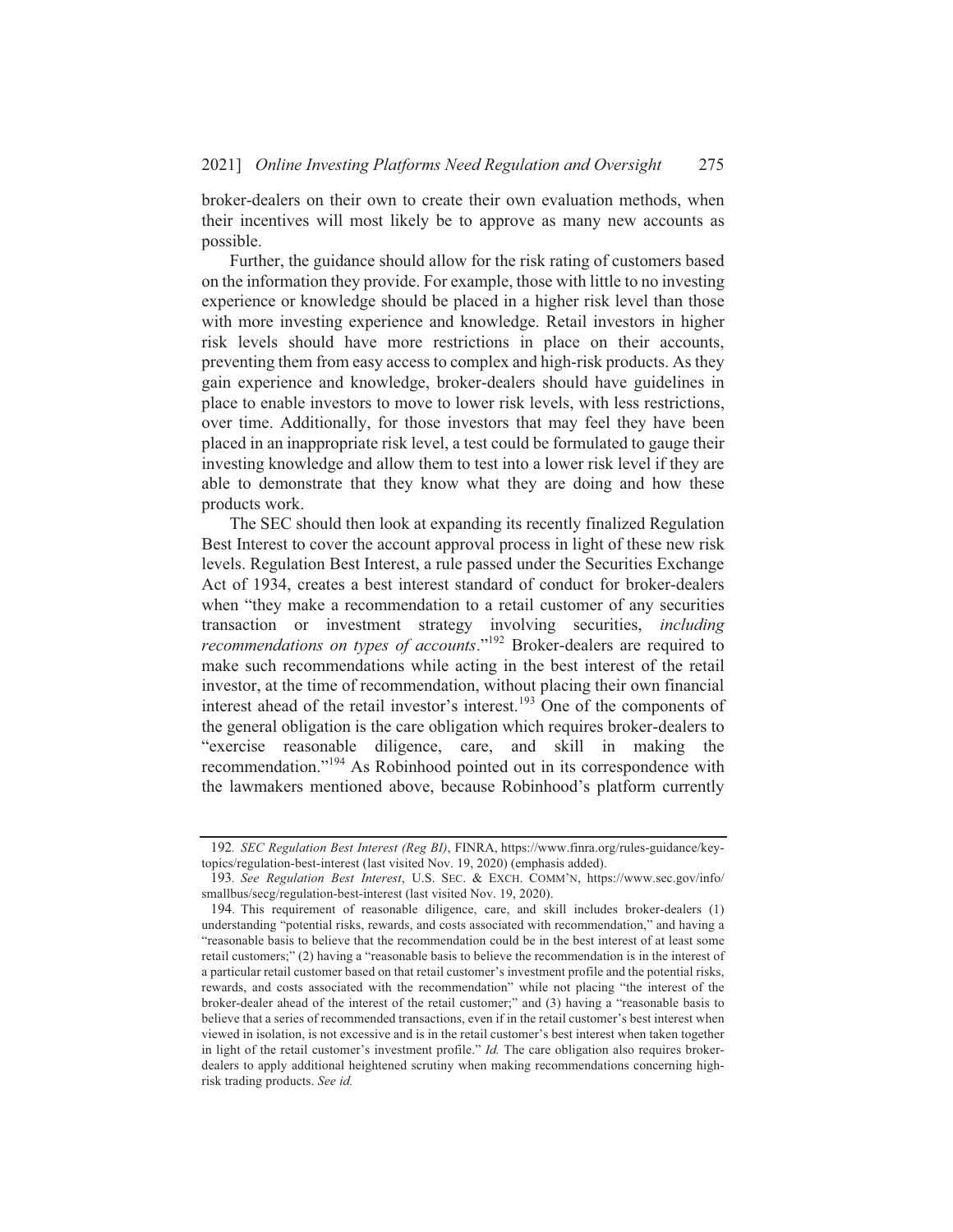broker-dealers on their own to create their own evaluation methods, when their incentives will most likely be to approve as many new accounts as possible.

Further, the guidance should allow for the risk rating of customers based on the information they provide. For example, those with little to no investing experience or knowledge should be placed in a higher risk level than those with more investing experience and knowledge. Retail investors in higher risk levels should have more restrictions in place on their accounts, preventing them from easy access to complex and high-risk products. As they gain experience and knowledge, broker-dealers should have guidelines in place to enable investors to move to lower risk levels, with less restrictions, over time. Additionally, for those investors that may feel they have been placed in an inappropriate risk level, a test could be formulated to gauge their investing knowledge and allow them to test into a lower risk level if they are able to demonstrate that they know what they are doing and how these products work.

The SEC should then look at expanding its recently finalized Regulation Best Interest to cover the account approval process in light of these new risk levels. Regulation Best Interest, a rule passed under the Securities Exchange Act of 1934, creates a best interest standard of conduct for broker-dealers when "they make a recommendation to a retail customer of any securities transaction or investment strategy involving securities, *including recommendations on types of accounts*."[192] Broker-dealers are required to make such recommendations while acting in the best interest of the retail investor, at the time of recommendation, without placing their own financial interest ahead of the retail investor's interest.[193] One of the components of the general obligation is the care obligation which requires broker-dealers to "exercise reasonable diligence, care, and skill in making the recommendation."[194] As Robinhood pointed out in its correspondence with the lawmakers mentioned above, because Robinhood's platform currently

---

192. *SEC Regulation Best Interest (Reg BI)*, FINRA, https://www.finra.org/rules-guidance/key-topics/regulation-best-interest (last visited Nov. 19, 2020) (emphasis added).

193. *See Regulation Best Interest*, U.S. SEC. & EXCH. COMM'N, https://www.sec.gov/info/smallbus/secg/regulation-best-interest (last visited Nov. 19, 2020).

194. This requirement of reasonable diligence, care, and skill includes broker-dealers (1) understanding "potential risks, rewards, and costs associated with recommendation," and having a "reasonable basis to believe that the recommendation could be in the best interest of at least some retail customers;" (2) having a "reasonable basis to believe the recommendation is in the interest of a particular retail customer based on that retail customer's investment profile and the potential risks, rewards, and costs associated with the recommendation" while not placing "the interest of the broker-dealer ahead of the interest of the retail customer;" and (3) having a "reasonable basis to believe that a series of recommended transactions, even if in the retail customer's best interest when viewed in isolation, is not excessive and is in the retail customer's best interest when taken together in light of the retail customer's investment profile." *Id.* The care obligation also requires broker-dealers to apply additional heightened scrutiny when making recommendations concerning high-risk trading products. *See id.*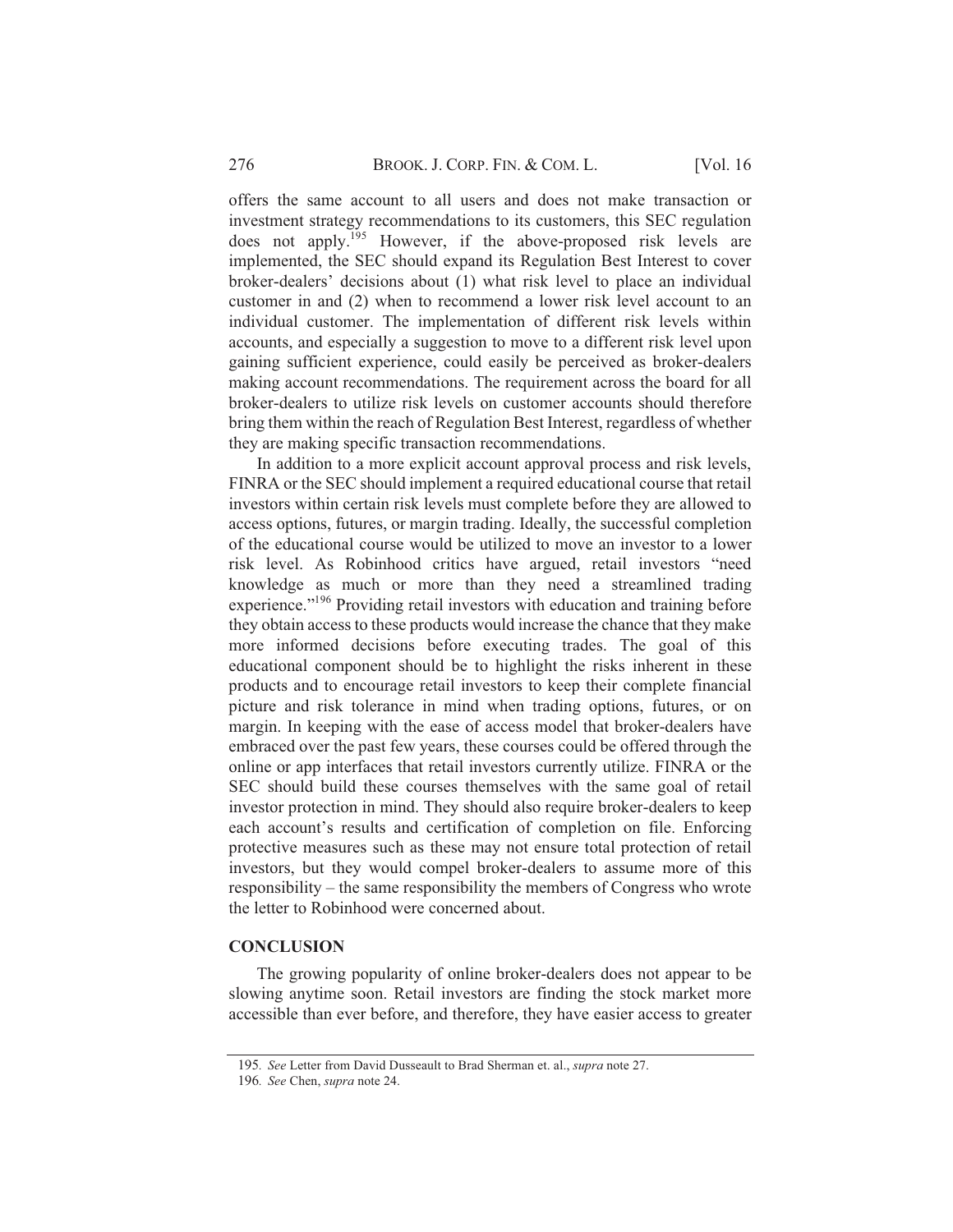offers the same account to all users and does not make transaction or investment strategy recommendations to its customers, this SEC regulation does not apply.[195] However, if the above-proposed risk levels are implemented, the SEC should expand its Regulation Best Interest to cover broker-dealers' decisions about (1) what risk level to place an individual customer in and (2) when to recommend a lower risk level account to an individual customer. The implementation of different risk levels within accounts, and especially a suggestion to move to a different risk level upon gaining sufficient experience, could easily be perceived as broker-dealers making account recommendations. The requirement across the board for all broker-dealers to utilize risk levels on customer accounts should therefore bring them within the reach of Regulation Best Interest, regardless of whether they are making specific transaction recommendations.

In addition to a more explicit account approval process and risk levels, FINRA or the SEC should implement a required educational course that retail investors within certain risk levels must complete before they are allowed to access options, futures, or margin trading. Ideally, the successful completion of the educational course would be utilized to move an investor to a lower risk level. As Robinhood critics have argued, retail investors "need knowledge as much or more than they need a streamlined trading experience."[196] Providing retail investors with education and training before they obtain access to these products would increase the chance that they make more informed decisions before executing trades. The goal of this educational component should be to highlight the risks inherent in these products and to encourage retail investors to keep their complete financial picture and risk tolerance in mind when trading options, futures, or on margin. In keeping with the ease of access model that broker-dealers have embraced over the past few years, these courses could be offered through the online or app interfaces that retail investors currently utilize. FINRA or the SEC should build these courses themselves with the same goal of retail investor protection in mind. They should also require broker-dealers to keep each account's results and certification of completion on file. Enforcing protective measures such as these may not ensure total protection of retail investors, but they would compel broker-dealers to assume more of this responsibility – the same responsibility the members of Congress who wrote the letter to Robinhood were concerned about.

## CONCLUSION

The growing popularity of online broker-dealers does not appear to be slowing anytime soon. Retail investors are finding the stock market more accessible than ever before, and therefore, they have easier access to greater

---

195. *See* Letter from David Dusseault to Brad Sherman et. al., *supra* note 27.

196. *See* Chen, *supra* note 24.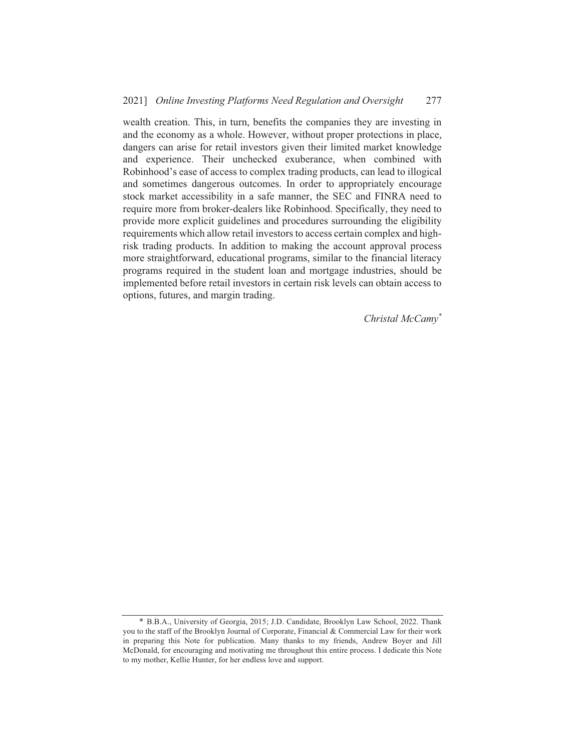wealth creation. This, in turn, benefits the companies they are investing in and the economy as a whole. However, without proper protections in place, dangers can arise for retail investors given their limited market knowledge and experience. Their unchecked exuberance, when combined with Robinhood's ease of access to complex trading products, can lead to illogical and sometimes dangerous outcomes. In order to appropriately encourage stock market accessibility in a safe manner, the SEC and FINRA need to require more from broker-dealers like Robinhood. Specifically, they need to provide more explicit guidelines and procedures surrounding the eligibility requirements which allow retail investors to access certain complex and high-risk trading products. In addition to making the account approval process more straightforward, educational programs, similar to the financial literacy programs required in the student loan and mortgage industries, should be implemented before retail investors in certain risk levels can obtain access to options, futures, and margin trading.

*Christal McCamy*[*]

---

[*] B.B.A., University of Georgia, 2015; J.D. Candidate, Brooklyn Law School, 2022. Thank you to the staff of the Brooklyn Journal of Corporate, Financial & Commercial Law for their work in preparing this Note for publication. Many thanks to my friends, Andrew Boyer and Jill McDonald, for encouraging and motivating me throughout this entire process. I dedicate this Note to my mother, Kellie Hunter, for her endless love and support.